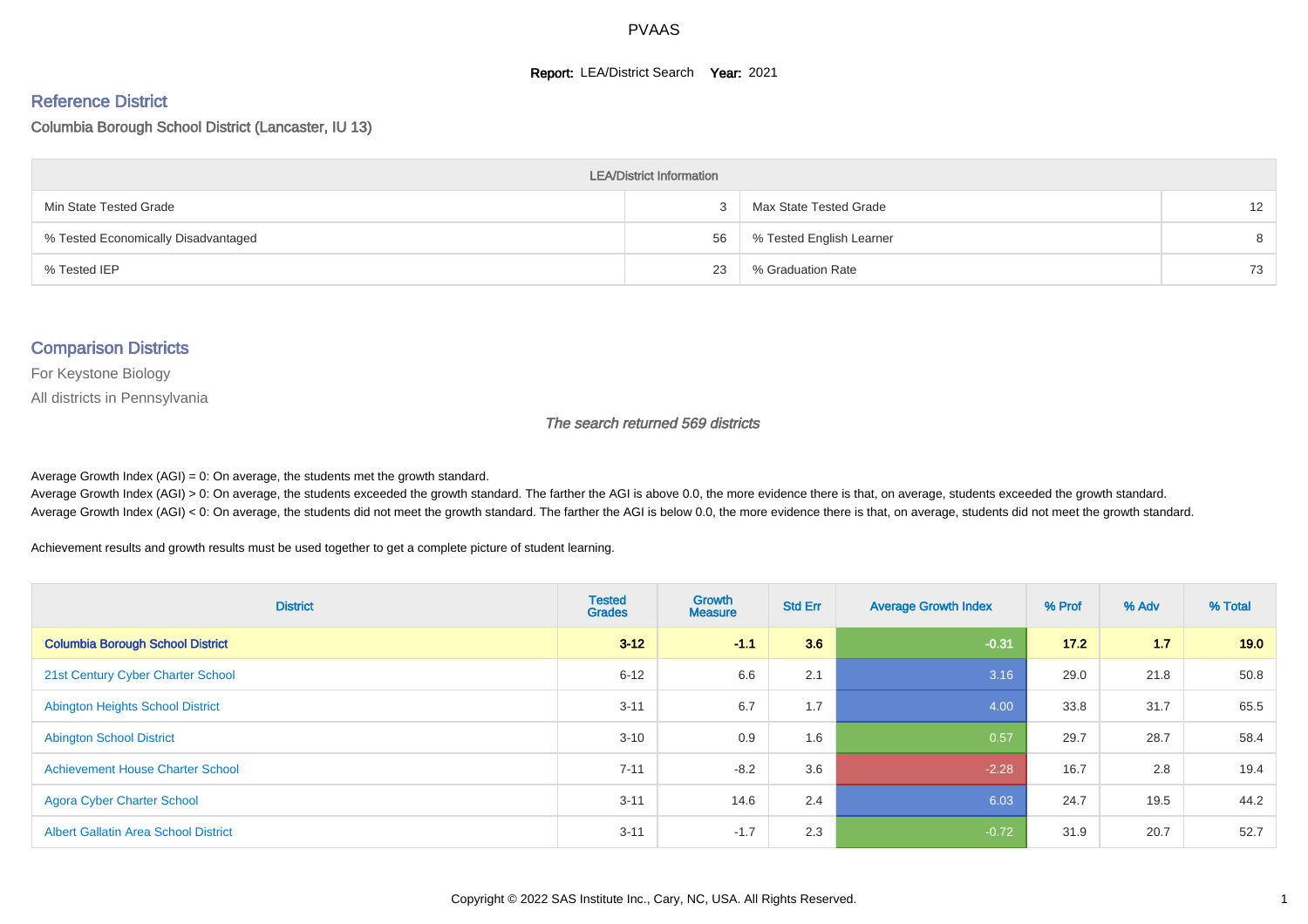# PVAAS

**Report:** LEA/District Search **Year:** 2021

## Reference District

Columbia Borough School District (Lancaster, IU 13)

| LEA/District Information | | | |
|---|---|---|---|
| Min State Tested Grade | 3 | Max State Tested Grade | 12 |
| % Tested Economically Disadvantaged | 56 | % Tested English Learner | 8 |
| % Tested IEP | 23 | % Graduation Rate | 73 |

## Comparison Districts

For Keystone Biology

All districts in Pennsylvania

*The search returned 569 districts*

Average Growth Index (AGI) = 0: On average, the students met the growth standard.
Average Growth Index (AGI) > 0: On average, the students exceeded the growth standard. The farther the AGI is above 0.0, the more evidence there is that, on average, students exceeded the growth standard.
Average Growth Index (AGI) < 0: On average, the students did not meet the growth standard. The farther the AGI is below 0.0, the more evidence there is that, on average, students did not meet the growth standard.

Achievement results and growth results must be used together to get a complete picture of student learning.

| District | Tested Grades | Growth Measure | Std Err | Average Growth Index | % Prof | % Adv | % Total |
|---|---|---|---|---|---|---|---|
| **Columbia Borough School District** | **3-12** | **-1.1** | **3.6** | **-0.31** | **17.2** | **1.7** | **19.0** |
| 21st Century Cyber Charter School | 6-12 | 6.6 | 2.1 | 3.16 | 29.0 | 21.8 | 50.8 |
| Abington Heights School District | 3-11 | 6.7 | 1.7 | 4.00 | 33.8 | 31.7 | 65.5 |
| Abington School District | 3-10 | 0.9 | 1.6 | 0.57 | 29.7 | 28.7 | 58.4 |
| Achievement House Charter School | 7-11 | -8.2 | 3.6 | -2.28 | 16.7 | 2.8 | 19.4 |
| Agora Cyber Charter School | 3-11 | 14.6 | 2.4 | 6.03 | 24.7 | 19.5 | 44.2 |
| Albert Gallatin Area School District | 3-11 | -1.7 | 2.3 | -0.72 | 31.9 | 20.7 | 52.7 |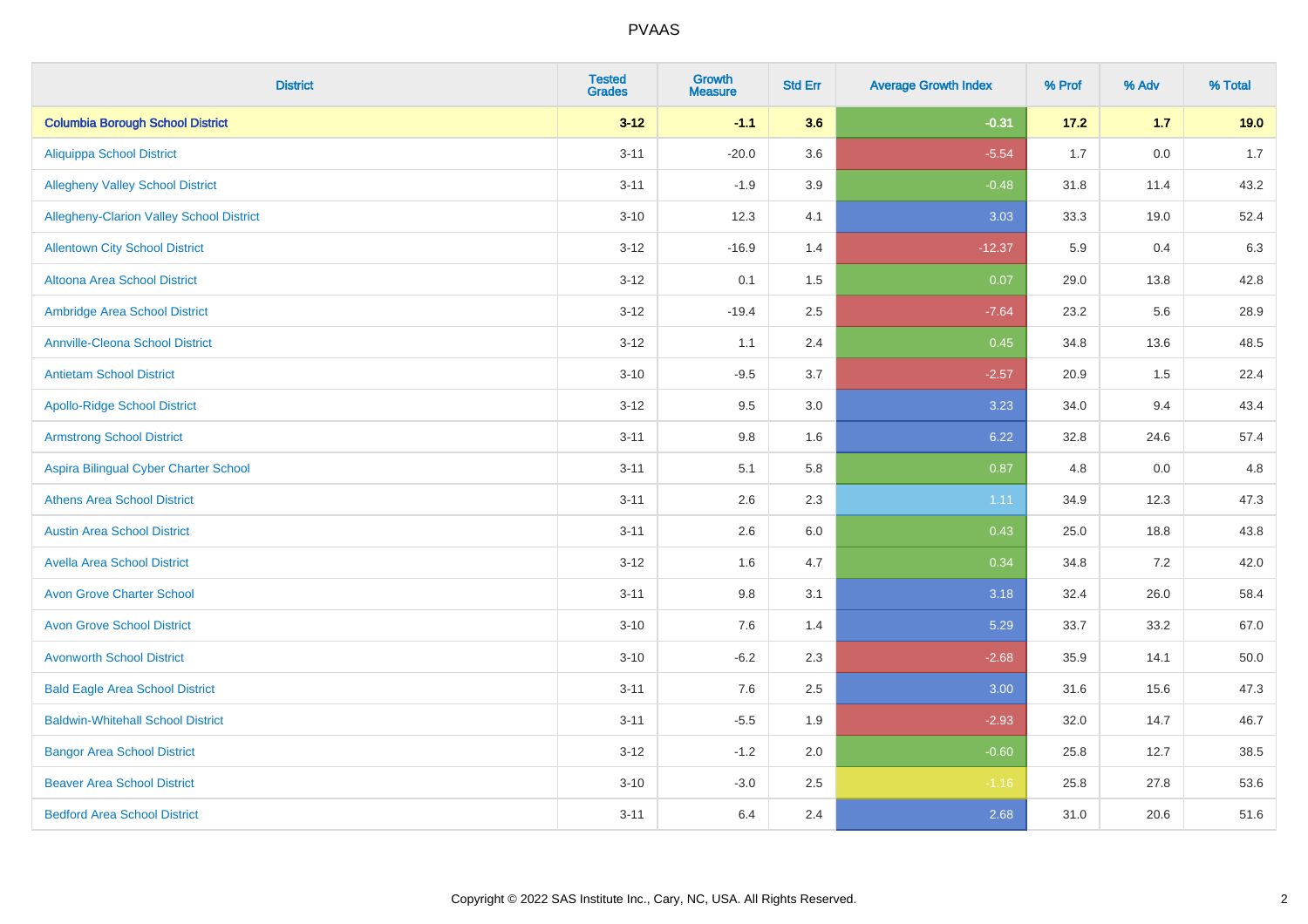| District | Tested Grades | Growth Measure | Std Err | Average Growth Index | % Prof | % Adv | % Total |
|---|---|---|---|---|---|---|---|
| **Columbia Borough School District** | **3-12** | **-1.1** | **3.6** | **-0.31** | **17.2** | **1.7** | **19.0** |
| Aliquippa School District | 3-11 | -20.0 | 3.6 | -5.54 | 1.7 | 0.0 | 1.7 |
| Allegheny Valley School District | 3-11 | -1.9 | 3.9 | -0.48 | 31.8 | 11.4 | 43.2 |
| Allegheny-Clarion Valley School District | 3-10 | 12.3 | 4.1 | 3.03 | 33.3 | 19.0 | 52.4 |
| Allentown City School District | 3-12 | -16.9 | 1.4 | -12.37 | 5.9 | 0.4 | 6.3 |
| Altoona Area School District | 3-12 | 0.1 | 1.5 | 0.07 | 29.0 | 13.8 | 42.8 |
| Ambridge Area School District | 3-12 | -19.4 | 2.5 | -7.64 | 23.2 | 5.6 | 28.9 |
| Annville-Cleona School District | 3-12 | 1.1 | 2.4 | 0.45 | 34.8 | 13.6 | 48.5 |
| Antietam School District | 3-10 | -9.5 | 3.7 | -2.57 | 20.9 | 1.5 | 22.4 |
| Apollo-Ridge School District | 3-12 | 9.5 | 3.0 | 3.23 | 34.0 | 9.4 | 43.4 |
| Armstrong School District | 3-11 | 9.8 | 1.6 | 6.22 | 32.8 | 24.6 | 57.4 |
| Aspira Bilingual Cyber Charter School | 3-11 | 5.1 | 5.8 | 0.87 | 4.8 | 0.0 | 4.8 |
| Athens Area School District | 3-11 | 2.6 | 2.3 | 1.11 | 34.9 | 12.3 | 47.3 |
| Austin Area School District | 3-11 | 2.6 | 6.0 | 0.43 | 25.0 | 18.8 | 43.8 |
| Avella Area School District | 3-12 | 1.6 | 4.7 | 0.34 | 34.8 | 7.2 | 42.0 |
| Avon Grove Charter School | 3-11 | 9.8 | 3.1 | 3.18 | 32.4 | 26.0 | 58.4 |
| Avon Grove School District | 3-10 | 7.6 | 1.4 | 5.29 | 33.7 | 33.2 | 67.0 |
| Avonworth School District | 3-10 | -6.2 | 2.3 | -2.68 | 35.9 | 14.1 | 50.0 |
| Bald Eagle Area School District | 3-11 | 7.6 | 2.5 | 3.00 | 31.6 | 15.6 | 47.3 |
| Baldwin-Whitehall School District | 3-11 | -5.5 | 1.9 | -2.93 | 32.0 | 14.7 | 46.7 |
| Bangor Area School District | 3-12 | -1.2 | 2.0 | -0.60 | 25.8 | 12.7 | 38.5 |
| Beaver Area School District | 3-10 | -3.0 | 2.5 | -1.16 | 25.8 | 27.8 | 53.6 |
| Bedford Area School District | 3-11 | 6.4 | 2.4 | 2.68 | 31.0 | 20.6 | 51.6 |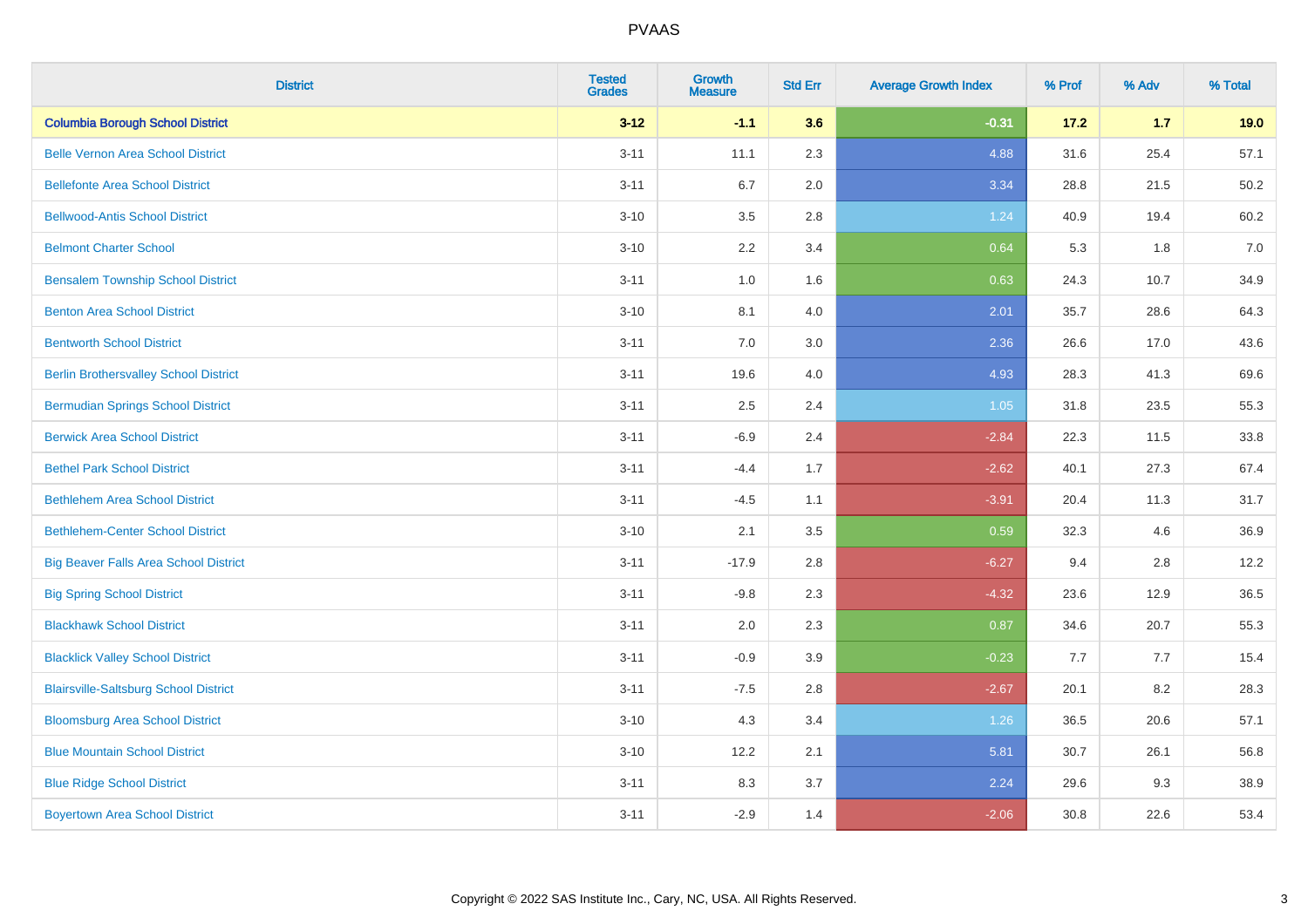# PVAAS

| District | Tested Grades | Growth Measure | Std Err | Average Growth Index | % Prof | % Adv | % Total |
|---|---|---|---|---|---|---|---|
| **Columbia Borough School District** | **3-12** | **-1.1** | **3.6** | **-0.31** | **17.2** | **1.7** | **19.0** |
| Belle Vernon Area School District | 3-11 | 11.1 | 2.3 | 4.88 | 31.6 | 25.4 | 57.1 |
| Bellefonte Area School District | 3-11 | 6.7 | 2.0 | 3.34 | 28.8 | 21.5 | 50.2 |
| Bellwood-Antis School District | 3-10 | 3.5 | 2.8 | 1.24 | 40.9 | 19.4 | 60.2 |
| Belmont Charter School | 3-10 | 2.2 | 3.4 | 0.64 | 5.3 | 1.8 | 7.0 |
| Bensalem Township School District | 3-11 | 1.0 | 1.6 | 0.63 | 24.3 | 10.7 | 34.9 |
| Benton Area School District | 3-10 | 8.1 | 4.0 | 2.01 | 35.7 | 28.6 | 64.3 |
| Bentworth School District | 3-11 | 7.0 | 3.0 | 2.36 | 26.6 | 17.0 | 43.6 |
| Berlin Brothersvalley School District | 3-11 | 19.6 | 4.0 | 4.93 | 28.3 | 41.3 | 69.6 |
| Bermudian Springs School District | 3-11 | 2.5 | 2.4 | 1.05 | 31.8 | 23.5 | 55.3 |
| Berwick Area School District | 3-11 | -6.9 | 2.4 | -2.84 | 22.3 | 11.5 | 33.8 |
| Bethel Park School District | 3-11 | -4.4 | 1.7 | -2.62 | 40.1 | 27.3 | 67.4 |
| Bethlehem Area School District | 3-11 | -4.5 | 1.1 | -3.91 | 20.4 | 11.3 | 31.7 |
| Bethlehem-Center School District | 3-10 | 2.1 | 3.5 | 0.59 | 32.3 | 4.6 | 36.9 |
| Big Beaver Falls Area School District | 3-11 | -17.9 | 2.8 | -6.27 | 9.4 | 2.8 | 12.2 |
| Big Spring School District | 3-11 | -9.8 | 2.3 | -4.32 | 23.6 | 12.9 | 36.5 |
| Blackhawk School District | 3-11 | 2.0 | 2.3 | 0.87 | 34.6 | 20.7 | 55.3 |
| Blacklick Valley School District | 3-11 | -0.9 | 3.9 | -0.23 | 7.7 | 7.7 | 15.4 |
| Blairsville-Saltsburg School District | 3-11 | -7.5 | 2.8 | -2.67 | 20.1 | 8.2 | 28.3 |
| Bloomsburg Area School District | 3-10 | 4.3 | 3.4 | 1.26 | 36.5 | 20.6 | 57.1 |
| Blue Mountain School District | 3-10 | 12.2 | 2.1 | 5.81 | 30.7 | 26.1 | 56.8 |
| Blue Ridge School District | 3-11 | 8.3 | 3.7 | 2.24 | 29.6 | 9.3 | 38.9 |
| Boyertown Area School District | 3-11 | -2.9 | 1.4 | -2.06 | 30.8 | 22.6 | 53.4 |

Copyright © 2022 SAS Institute Inc., Cary, NC, USA. All Rights Reserved.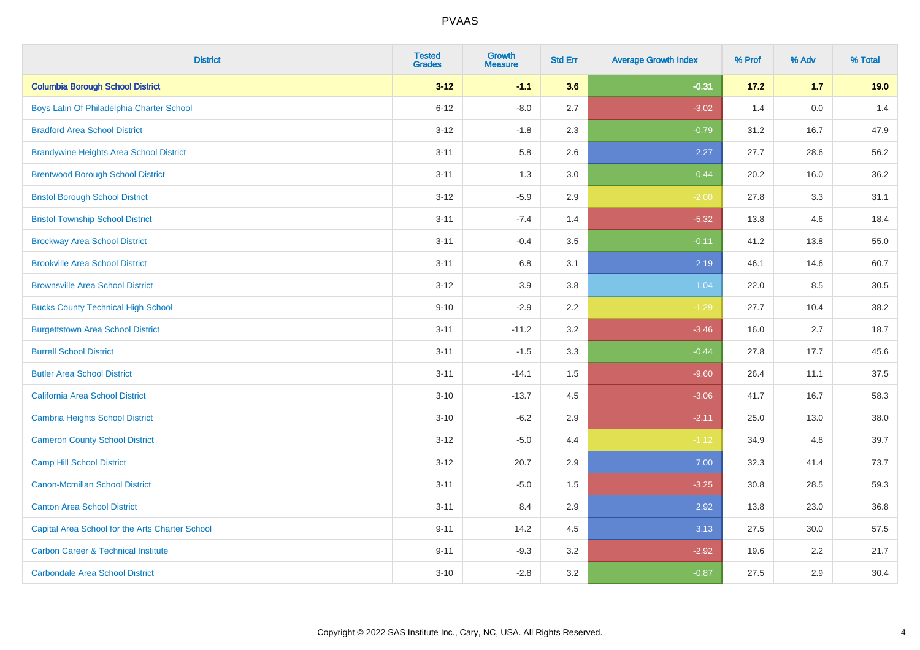| District | Tested Grades | Growth Measure | Std Err | Average Growth Index | % Prof | % Adv | % Total |
|---|---|---|---|---|---|---|---|
| **Columbia Borough School District** | **3-12** | **-1.1** | **3.6** | **-0.31** | **17.2** | **1.7** | **19.0** |
| Boys Latin Of Philadelphia Charter School | 6-12 | -8.0 | 2.7 | -3.02 | 1.4 | 0.0 | 1.4 |
| Bradford Area School District | 3-12 | -1.8 | 2.3 | -0.79 | 31.2 | 16.7 | 47.9 |
| Brandywine Heights Area School District | 3-11 | 5.8 | 2.6 | 2.27 | 27.7 | 28.6 | 56.2 |
| Brentwood Borough School District | 3-11 | 1.3 | 3.0 | 0.44 | 20.2 | 16.0 | 36.2 |
| Bristol Borough School District | 3-12 | -5.9 | 2.9 | -2.00 | 27.8 | 3.3 | 31.1 |
| Bristol Township School District | 3-11 | -7.4 | 1.4 | -5.32 | 13.8 | 4.6 | 18.4 |
| Brockway Area School District | 3-11 | -0.4 | 3.5 | -0.11 | 41.2 | 13.8 | 55.0 |
| Brookville Area School District | 3-11 | 6.8 | 3.1 | 2.19 | 46.1 | 14.6 | 60.7 |
| Brownsville Area School District | 3-12 | 3.9 | 3.8 | 1.04 | 22.0 | 8.5 | 30.5 |
| Bucks County Technical High School | 9-10 | -2.9 | 2.2 | -1.29 | 27.7 | 10.4 | 38.2 |
| Burgettstown Area School District | 3-11 | -11.2 | 3.2 | -3.46 | 16.0 | 2.7 | 18.7 |
| Burrell School District | 3-11 | -1.5 | 3.3 | -0.44 | 27.8 | 17.7 | 45.6 |
| Butler Area School District | 3-11 | -14.1 | 1.5 | -9.60 | 26.4 | 11.1 | 37.5 |
| California Area School District | 3-10 | -13.7 | 4.5 | -3.06 | 41.7 | 16.7 | 58.3 |
| Cambria Heights School District | 3-10 | -6.2 | 2.9 | -2.11 | 25.0 | 13.0 | 38.0 |
| Cameron County School District | 3-12 | -5.0 | 4.4 | -1.12 | 34.9 | 4.8 | 39.7 |
| Camp Hill School District | 3-12 | 20.7 | 2.9 | 7.00 | 32.3 | 41.4 | 73.7 |
| Canon-Mcmillan School District | 3-11 | -5.0 | 1.5 | -3.25 | 30.8 | 28.5 | 59.3 |
| Canton Area School District | 3-11 | 8.4 | 2.9 | 2.92 | 13.8 | 23.0 | 36.8 |
| Capital Area School for the Arts Charter School | 9-11 | 14.2 | 4.5 | 3.13 | 27.5 | 30.0 | 57.5 |
| Carbon Career & Technical Institute | 9-11 | -9.3 | 3.2 | -2.92 | 19.6 | 2.2 | 21.7 |
| Carbondale Area School District | 3-10 | -2.8 | 3.2 | -0.87 | 27.5 | 2.9 | 30.4 |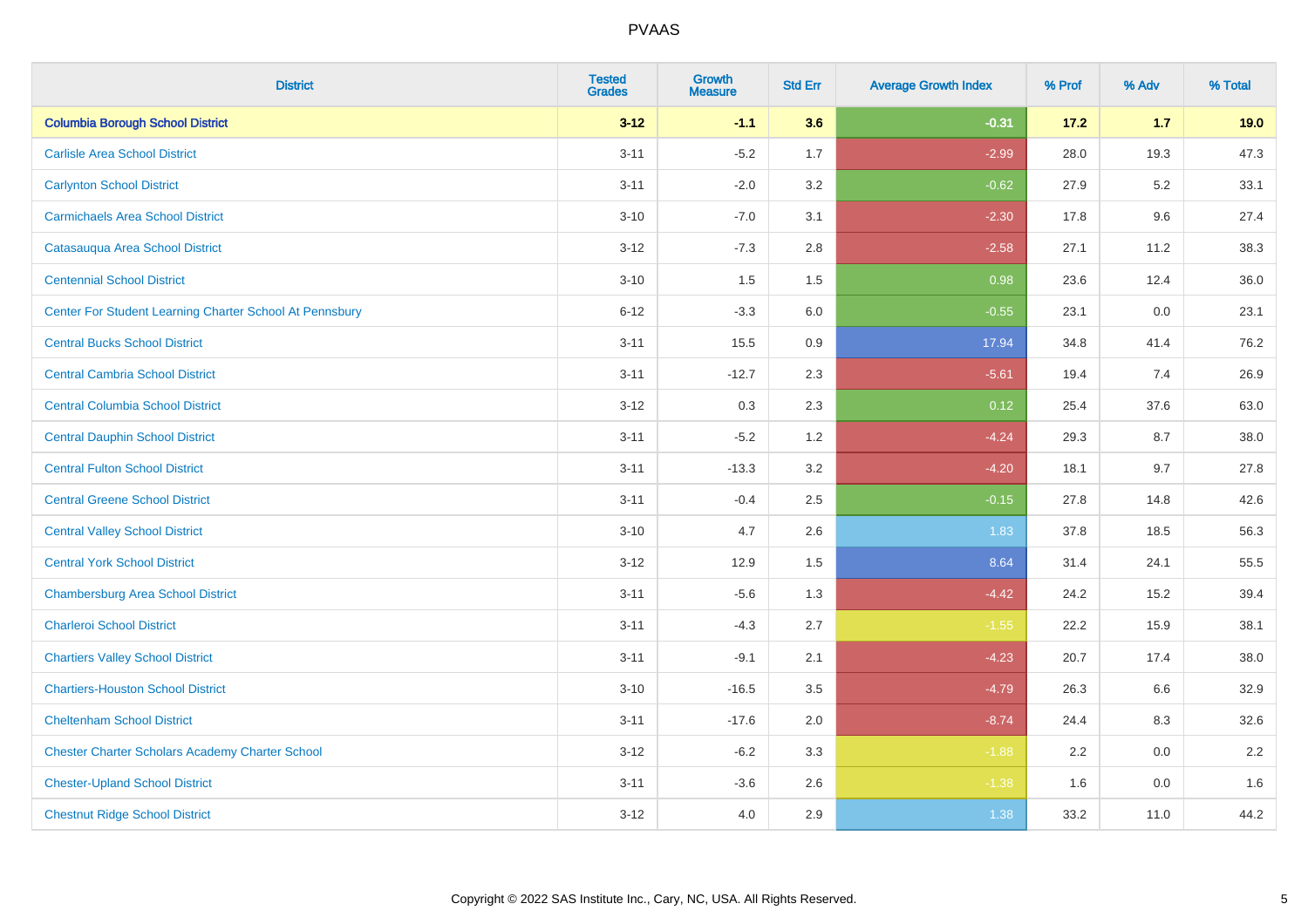| District | Tested Grades | Growth Measure | Std Err | Average Growth Index | % Prof | % Adv | % Total |
|---|---|---|---|---|---|---|---|
| **Columbia Borough School District** | **3-12** | **-1.1** | **3.6** | **-0.31** | **17.2** | **1.7** | **19.0** |
| Carlisle Area School District | 3-11 | -5.2 | 1.7 | -2.99 | 28.0 | 19.3 | 47.3 |
| Carlynton School District | 3-11 | -2.0 | 3.2 | -0.62 | 27.9 | 5.2 | 33.1 |
| Carmichaels Area School District | 3-10 | -7.0 | 3.1 | -2.30 | 17.8 | 9.6 | 27.4 |
| Catasauqua Area School District | 3-12 | -7.3 | 2.8 | -2.58 | 27.1 | 11.2 | 38.3 |
| Centennial School District | 3-10 | 1.5 | 1.5 | 0.98 | 23.6 | 12.4 | 36.0 |
| Center For Student Learning Charter School At Pennsbury | 6-12 | -3.3 | 6.0 | -0.55 | 23.1 | 0.0 | 23.1 |
| Central Bucks School District | 3-11 | 15.5 | 0.9 | 17.94 | 34.8 | 41.4 | 76.2 |
| Central Cambria School District | 3-11 | -12.7 | 2.3 | -5.61 | 19.4 | 7.4 | 26.9 |
| Central Columbia School District | 3-12 | 0.3 | 2.3 | 0.12 | 25.4 | 37.6 | 63.0 |
| Central Dauphin School District | 3-11 | -5.2 | 1.2 | -4.24 | 29.3 | 8.7 | 38.0 |
| Central Fulton School District | 3-11 | -13.3 | 3.2 | -4.20 | 18.1 | 9.7 | 27.8 |
| Central Greene School District | 3-11 | -0.4 | 2.5 | -0.15 | 27.8 | 14.8 | 42.6 |
| Central Valley School District | 3-10 | 4.7 | 2.6 | 1.83 | 37.8 | 18.5 | 56.3 |
| Central York School District | 3-12 | 12.9 | 1.5 | 8.64 | 31.4 | 24.1 | 55.5 |
| Chambersburg Area School District | 3-11 | -5.6 | 1.3 | -4.42 | 24.2 | 15.2 | 39.4 |
| Charleroi School District | 3-11 | -4.3 | 2.7 | -1.55 | 22.2 | 15.9 | 38.1 |
| Chartiers Valley School District | 3-11 | -9.1 | 2.1 | -4.23 | 20.7 | 17.4 | 38.0 |
| Chartiers-Houston School District | 3-10 | -16.5 | 3.5 | -4.79 | 26.3 | 6.6 | 32.9 |
| Cheltenham School District | 3-11 | -17.6 | 2.0 | -8.74 | 24.4 | 8.3 | 32.6 |
| Chester Charter Scholars Academy Charter School | 3-12 | -6.2 | 3.3 | -1.88 | 2.2 | 0.0 | 2.2 |
| Chester-Upland School District | 3-11 | -3.6 | 2.6 | -1.38 | 1.6 | 0.0 | 1.6 |
| Chestnut Ridge School District | 3-12 | 4.0 | 2.9 | 1.38 | 33.2 | 11.0 | 44.2 |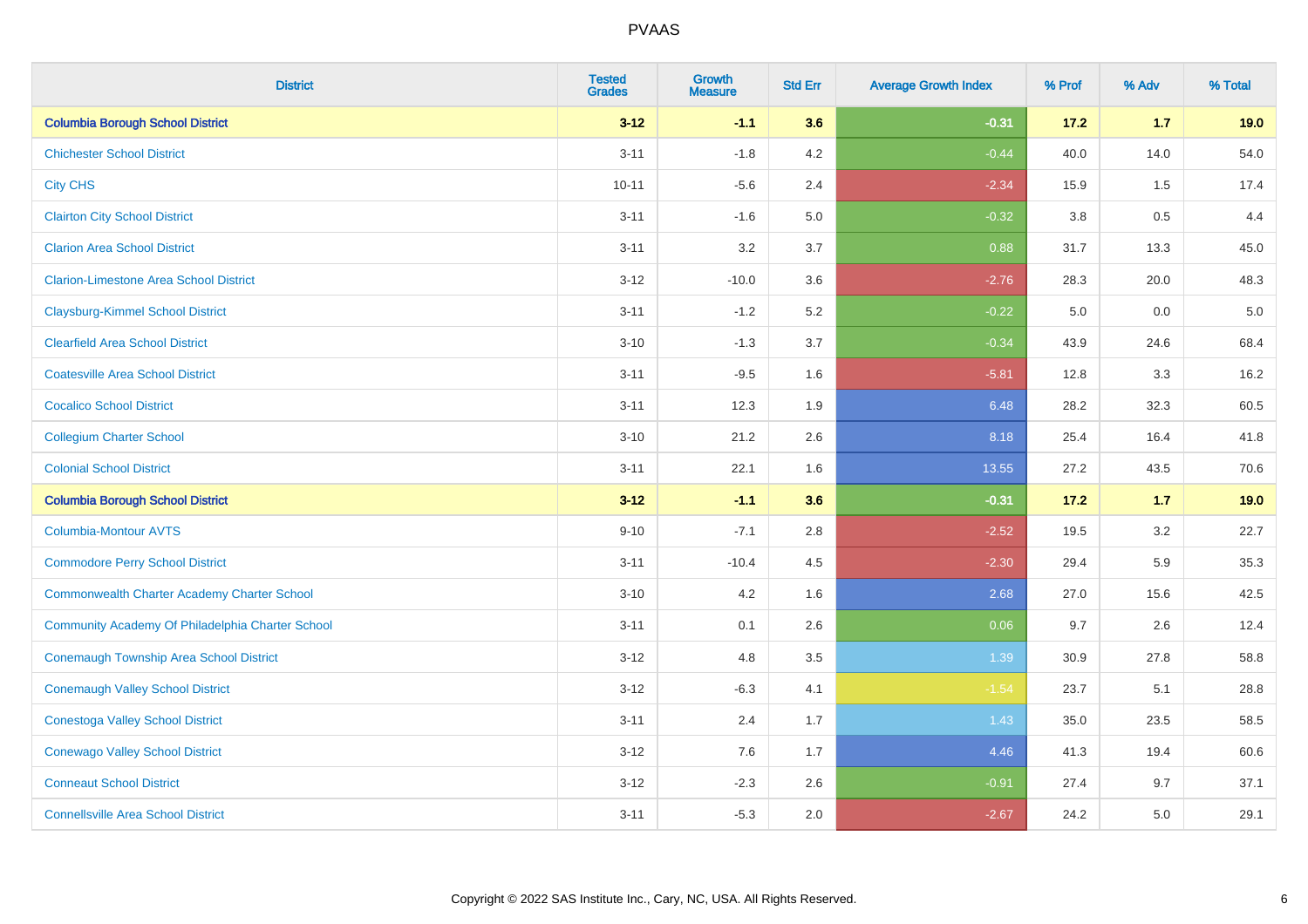# PVAAS

| District | Tested Grades | Growth Measure | Std Err | Average Growth Index | % Prof | % Adv | % Total |
|---|---|---|---|---|---|---|---|
| **Columbia Borough School District** | **3-12** | **-1.1** | **3.6** | **-0.31** | **17.2** | **1.7** | **19.0** |
| Chichester School District | 3-11 | -1.8 | 4.2 | -0.44 | 40.0 | 14.0 | 54.0 |
| City CHS | 10-11 | -5.6 | 2.4 | -2.34 | 15.9 | 1.5 | 17.4 |
| Clairton City School District | 3-11 | -1.6 | 5.0 | -0.32 | 3.8 | 0.5 | 4.4 |
| Clarion Area School District | 3-11 | 3.2 | 3.7 | 0.88 | 31.7 | 13.3 | 45.0 |
| Clarion-Limestone Area School District | 3-12 | -10.0 | 3.6 | -2.76 | 28.3 | 20.0 | 48.3 |
| Claysburg-Kimmel School District | 3-11 | -1.2 | 5.2 | -0.22 | 5.0 | 0.0 | 5.0 |
| Clearfield Area School District | 3-10 | -1.3 | 3.7 | -0.34 | 43.9 | 24.6 | 68.4 |
| Coatesville Area School District | 3-11 | -9.5 | 1.6 | -5.81 | 12.8 | 3.3 | 16.2 |
| Cocalico School District | 3-11 | 12.3 | 1.9 | 6.48 | 28.2 | 32.3 | 60.5 |
| Collegium Charter School | 3-10 | 21.2 | 2.6 | 8.18 | 25.4 | 16.4 | 41.8 |
| Colonial School District | 3-11 | 22.1 | 1.6 | 13.55 | 27.2 | 43.5 | 70.6 |
| **Columbia Borough School District** | **3-12** | **-1.1** | **3.6** | **-0.31** | **17.2** | **1.7** | **19.0** |
| Columbia-Montour AVTS | 9-10 | -7.1 | 2.8 | -2.52 | 19.5 | 3.2 | 22.7 |
| Commodore Perry School District | 3-11 | -10.4 | 4.5 | -2.30 | 29.4 | 5.9 | 35.3 |
| Commonwealth Charter Academy Charter School | 3-10 | 4.2 | 1.6 | 2.68 | 27.0 | 15.6 | 42.5 |
| Community Academy Of Philadelphia Charter School | 3-11 | 0.1 | 2.6 | 0.06 | 9.7 | 2.6 | 12.4 |
| Conemaugh Township Area School District | 3-12 | 4.8 | 3.5 | 1.39 | 30.9 | 27.8 | 58.8 |
| Conemaugh Valley School District | 3-12 | -6.3 | 4.1 | -1.54 | 23.7 | 5.1 | 28.8 |
| Conestoga Valley School District | 3-11 | 2.4 | 1.7 | 1.43 | 35.0 | 23.5 | 58.5 |
| Conewago Valley School District | 3-12 | 7.6 | 1.7 | 4.46 | 41.3 | 19.4 | 60.6 |
| Conneaut School District | 3-12 | -2.3 | 2.6 | -0.91 | 27.4 | 9.7 | 37.1 |
| Connellsville Area School District | 3-11 | -5.3 | 2.0 | -2.67 | 24.2 | 5.0 | 29.1 |

Copyright © 2022 SAS Institute Inc., Cary, NC, USA. All Rights Reserved.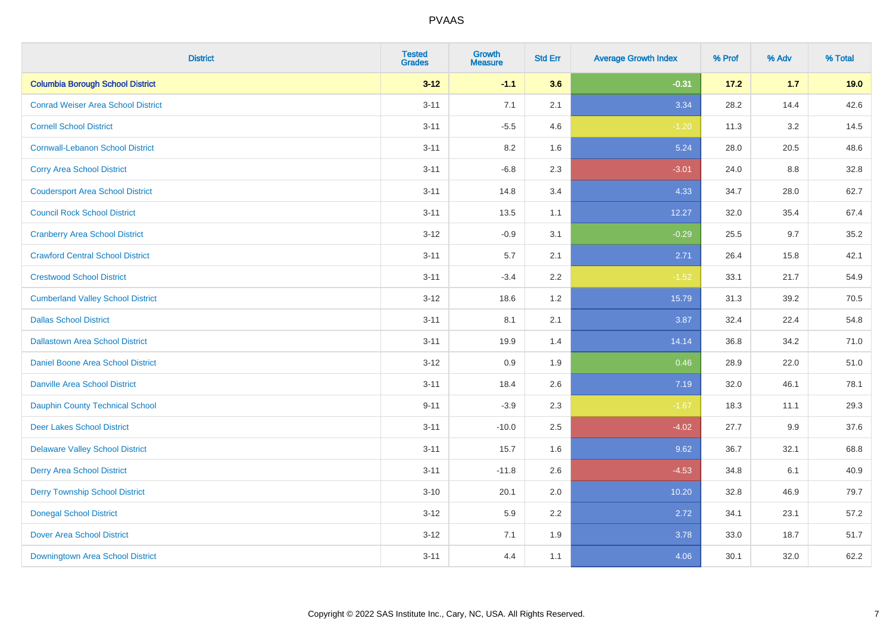| District | Tested Grades | Growth Measure | Std Err | Average Growth Index | % Prof | % Adv | % Total |
|---|---|---|---|---|---|---|---|
| **Columbia Borough School District** | **3-12** | **-1.1** | **3.6** | **-0.31** | **17.2** | **1.7** | **19.0** |
| Conrad Weiser Area School District | 3-11 | 7.1 | 2.1 | 3.34 | 28.2 | 14.4 | 42.6 |
| Cornell School District | 3-11 | -5.5 | 4.6 | -1.20 | 11.3 | 3.2 | 14.5 |
| Cornwall-Lebanon School District | 3-11 | 8.2 | 1.6 | 5.24 | 28.0 | 20.5 | 48.6 |
| Corry Area School District | 3-11 | -6.8 | 2.3 | -3.01 | 24.0 | 8.8 | 32.8 |
| Coudersport Area School District | 3-11 | 14.8 | 3.4 | 4.33 | 34.7 | 28.0 | 62.7 |
| Council Rock School District | 3-11 | 13.5 | 1.1 | 12.27 | 32.0 | 35.4 | 67.4 |
| Cranberry Area School District | 3-12 | -0.9 | 3.1 | -0.29 | 25.5 | 9.7 | 35.2 |
| Crawford Central School District | 3-11 | 5.7 | 2.1 | 2.71 | 26.4 | 15.8 | 42.1 |
| Crestwood School District | 3-11 | -3.4 | 2.2 | -1.52 | 33.1 | 21.7 | 54.9 |
| Cumberland Valley School District | 3-12 | 18.6 | 1.2 | 15.79 | 31.3 | 39.2 | 70.5 |
| Dallas School District | 3-11 | 8.1 | 2.1 | 3.87 | 32.4 | 22.4 | 54.8 |
| Dallastown Area School District | 3-11 | 19.9 | 1.4 | 14.14 | 36.8 | 34.2 | 71.0 |
| Daniel Boone Area School District | 3-12 | 0.9 | 1.9 | 0.46 | 28.9 | 22.0 | 51.0 |
| Danville Area School District | 3-11 | 18.4 | 2.6 | 7.19 | 32.0 | 46.1 | 78.1 |
| Dauphin County Technical School | 9-11 | -3.9 | 2.3 | -1.67 | 18.3 | 11.1 | 29.3 |
| Deer Lakes School District | 3-11 | -10.0 | 2.5 | -4.02 | 27.7 | 9.9 | 37.6 |
| Delaware Valley School District | 3-11 | 15.7 | 1.6 | 9.62 | 36.7 | 32.1 | 68.8 |
| Derry Area School District | 3-11 | -11.8 | 2.6 | -4.53 | 34.8 | 6.1 | 40.9 |
| Derry Township School District | 3-10 | 20.1 | 2.0 | 10.20 | 32.8 | 46.9 | 79.7 |
| Donegal School District | 3-12 | 5.9 | 2.2 | 2.72 | 34.1 | 23.1 | 57.2 |
| Dover Area School District | 3-12 | 7.1 | 1.9 | 3.78 | 33.0 | 18.7 | 51.7 |
| Downingtown Area School District | 3-11 | 4.4 | 1.1 | 4.06 | 30.1 | 32.0 | 62.2 |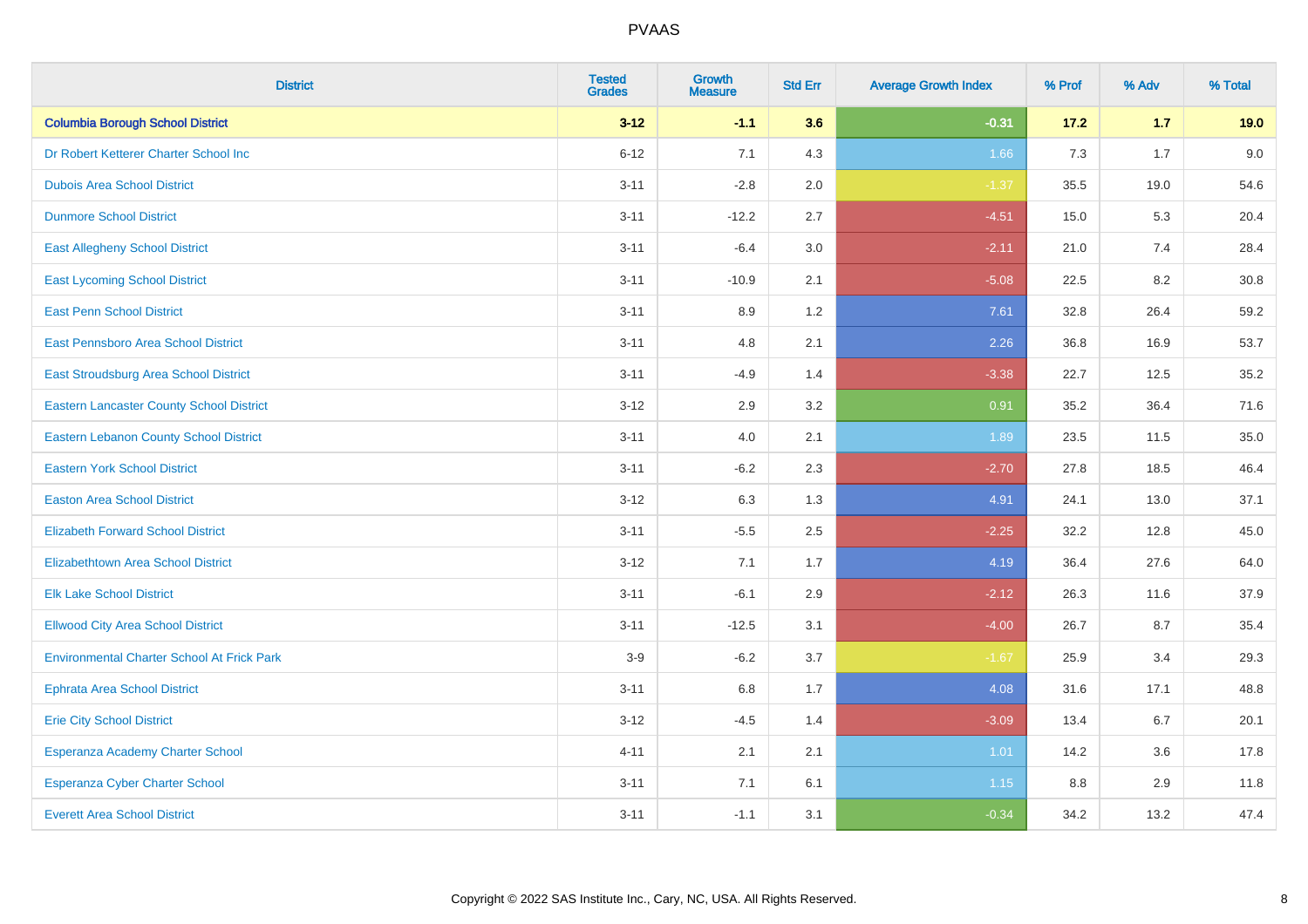| District | Tested Grades | Growth Measure | Std Err | Average Growth Index | % Prof | % Adv | % Total |
|---|---|---|---|---|---|---|---|
| **Columbia Borough School District** | **3-12** | **-1.1** | **3.6** | **-0.31** | **17.2** | **1.7** | **19.0** |
| Dr Robert Ketterer Charter School Inc | 6-12 | 7.1 | 4.3 | 1.66 | 7.3 | 1.7 | 9.0 |
| Dubois Area School District | 3-11 | -2.8 | 2.0 | -1.37 | 35.5 | 19.0 | 54.6 |
| Dunmore School District | 3-11 | -12.2 | 2.7 | -4.51 | 15.0 | 5.3 | 20.4 |
| East Allegheny School District | 3-11 | -6.4 | 3.0 | -2.11 | 21.0 | 7.4 | 28.4 |
| East Lycoming School District | 3-11 | -10.9 | 2.1 | -5.08 | 22.5 | 8.2 | 30.8 |
| East Penn School District | 3-11 | 8.9 | 1.2 | 7.61 | 32.8 | 26.4 | 59.2 |
| East Pennsboro Area School District | 3-11 | 4.8 | 2.1 | 2.26 | 36.8 | 16.9 | 53.7 |
| East Stroudsburg Area School District | 3-11 | -4.9 | 1.4 | -3.38 | 22.7 | 12.5 | 35.2 |
| Eastern Lancaster County School District | 3-12 | 2.9 | 3.2 | 0.91 | 35.2 | 36.4 | 71.6 |
| Eastern Lebanon County School District | 3-11 | 4.0 | 2.1 | 1.89 | 23.5 | 11.5 | 35.0 |
| Eastern York School District | 3-11 | -6.2 | 2.3 | -2.70 | 27.8 | 18.5 | 46.4 |
| Easton Area School District | 3-12 | 6.3 | 1.3 | 4.91 | 24.1 | 13.0 | 37.1 |
| Elizabeth Forward School District | 3-11 | -5.5 | 2.5 | -2.25 | 32.2 | 12.8 | 45.0 |
| Elizabethtown Area School District | 3-12 | 7.1 | 1.7 | 4.19 | 36.4 | 27.6 | 64.0 |
| Elk Lake School District | 3-11 | -6.1 | 2.9 | -2.12 | 26.3 | 11.6 | 37.9 |
| Ellwood City Area School District | 3-11 | -12.5 | 3.1 | -4.00 | 26.7 | 8.7 | 35.4 |
| Environmental Charter School At Frick Park | 3-9 | -6.2 | 3.7 | -1.67 | 25.9 | 3.4 | 29.3 |
| Ephrata Area School District | 3-11 | 6.8 | 1.7 | 4.08 | 31.6 | 17.1 | 48.8 |
| Erie City School District | 3-12 | -4.5 | 1.4 | -3.09 | 13.4 | 6.7 | 20.1 |
| Esperanza Academy Charter School | 4-11 | 2.1 | 2.1 | 1.01 | 14.2 | 3.6 | 17.8 |
| Esperanza Cyber Charter School | 3-11 | 7.1 | 6.1 | 1.15 | 8.8 | 2.9 | 11.8 |
| Everett Area School District | 3-11 | -1.1 | 3.1 | -0.34 | 34.2 | 13.2 | 47.4 |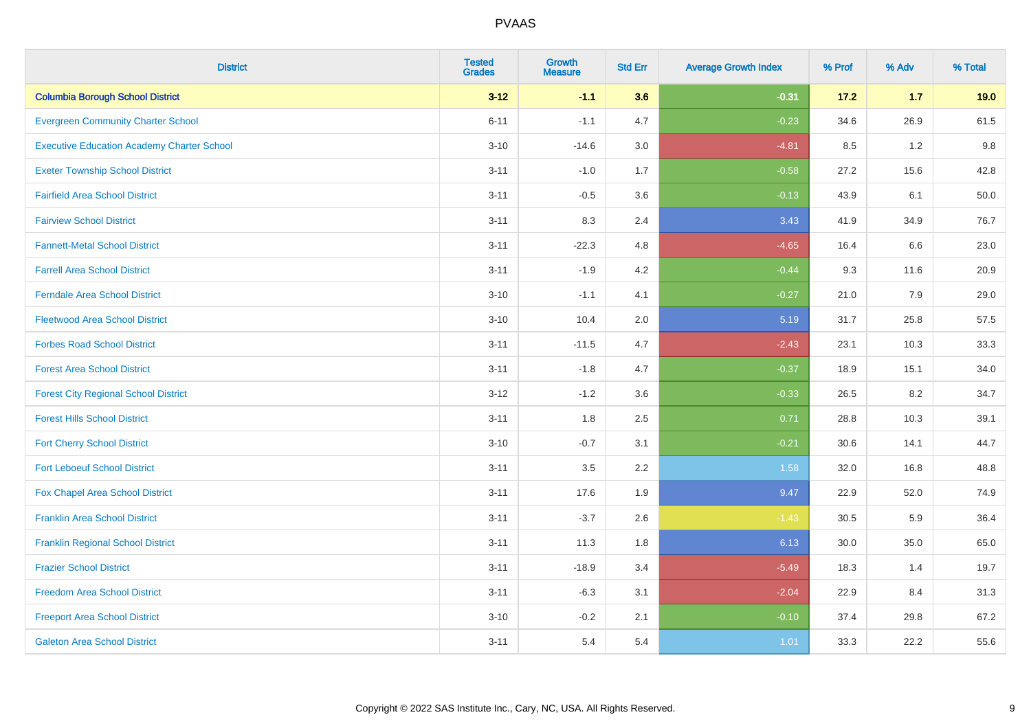# PVAAS

| District | Tested Grades | Growth Measure | Std Err | Average Growth Index | % Prof | % Adv | % Total |
|---|---|---|---|---|---|---|---|
| **Columbia Borough School District** | **3-12** | **-1.1** | **3.6** | **-0.31** | **17.2** | **1.7** | **19.0** |
| Evergreen Community Charter School | 6-11 | -1.1 | 4.7 | -0.23 | 34.6 | 26.9 | 61.5 |
| Executive Education Academy Charter School | 3-10 | -14.6 | 3.0 | -4.81 | 8.5 | 1.2 | 9.8 |
| Exeter Township School District | 3-11 | -1.0 | 1.7 | -0.58 | 27.2 | 15.6 | 42.8 |
| Fairfield Area School District | 3-11 | -0.5 | 3.6 | -0.13 | 43.9 | 6.1 | 50.0 |
| Fairview School District | 3-11 | 8.3 | 2.4 | 3.43 | 41.9 | 34.9 | 76.7 |
| Fannett-Metal School District | 3-11 | -22.3 | 4.8 | -4.65 | 16.4 | 6.6 | 23.0 |
| Farrell Area School District | 3-11 | -1.9 | 4.2 | -0.44 | 9.3 | 11.6 | 20.9 |
| Ferndale Area School District | 3-10 | -1.1 | 4.1 | -0.27 | 21.0 | 7.9 | 29.0 |
| Fleetwood Area School District | 3-10 | 10.4 | 2.0 | 5.19 | 31.7 | 25.8 | 57.5 |
| Forbes Road School District | 3-11 | -11.5 | 4.7 | -2.43 | 23.1 | 10.3 | 33.3 |
| Forest Area School District | 3-11 | -1.8 | 4.7 | -0.37 | 18.9 | 15.1 | 34.0 |
| Forest City Regional School District | 3-12 | -1.2 | 3.6 | -0.33 | 26.5 | 8.2 | 34.7 |
| Forest Hills School District | 3-11 | 1.8 | 2.5 | 0.71 | 28.8 | 10.3 | 39.1 |
| Fort Cherry School District | 3-10 | -0.7 | 3.1 | -0.21 | 30.6 | 14.1 | 44.7 |
| Fort Leboeuf School District | 3-11 | 3.5 | 2.2 | 1.58 | 32.0 | 16.8 | 48.8 |
| Fox Chapel Area School District | 3-11 | 17.6 | 1.9 | 9.47 | 22.9 | 52.0 | 74.9 |
| Franklin Area School District | 3-11 | -3.7 | 2.6 | -1.43 | 30.5 | 5.9 | 36.4 |
| Franklin Regional School District | 3-11 | 11.3 | 1.8 | 6.13 | 30.0 | 35.0 | 65.0 |
| Frazier School District | 3-11 | -18.9 | 3.4 | -5.49 | 18.3 | 1.4 | 19.7 |
| Freedom Area School District | 3-11 | -6.3 | 3.1 | -2.04 | 22.9 | 8.4 | 31.3 |
| Freeport Area School District | 3-10 | -0.2 | 2.1 | -0.10 | 37.4 | 29.8 | 67.2 |
| Galeton Area School District | 3-11 | 5.4 | 5.4 | 1.01 | 33.3 | 22.2 | 55.6 |

Copyright © 2022 SAS Institute Inc., Cary, NC, USA. All Rights Reserved.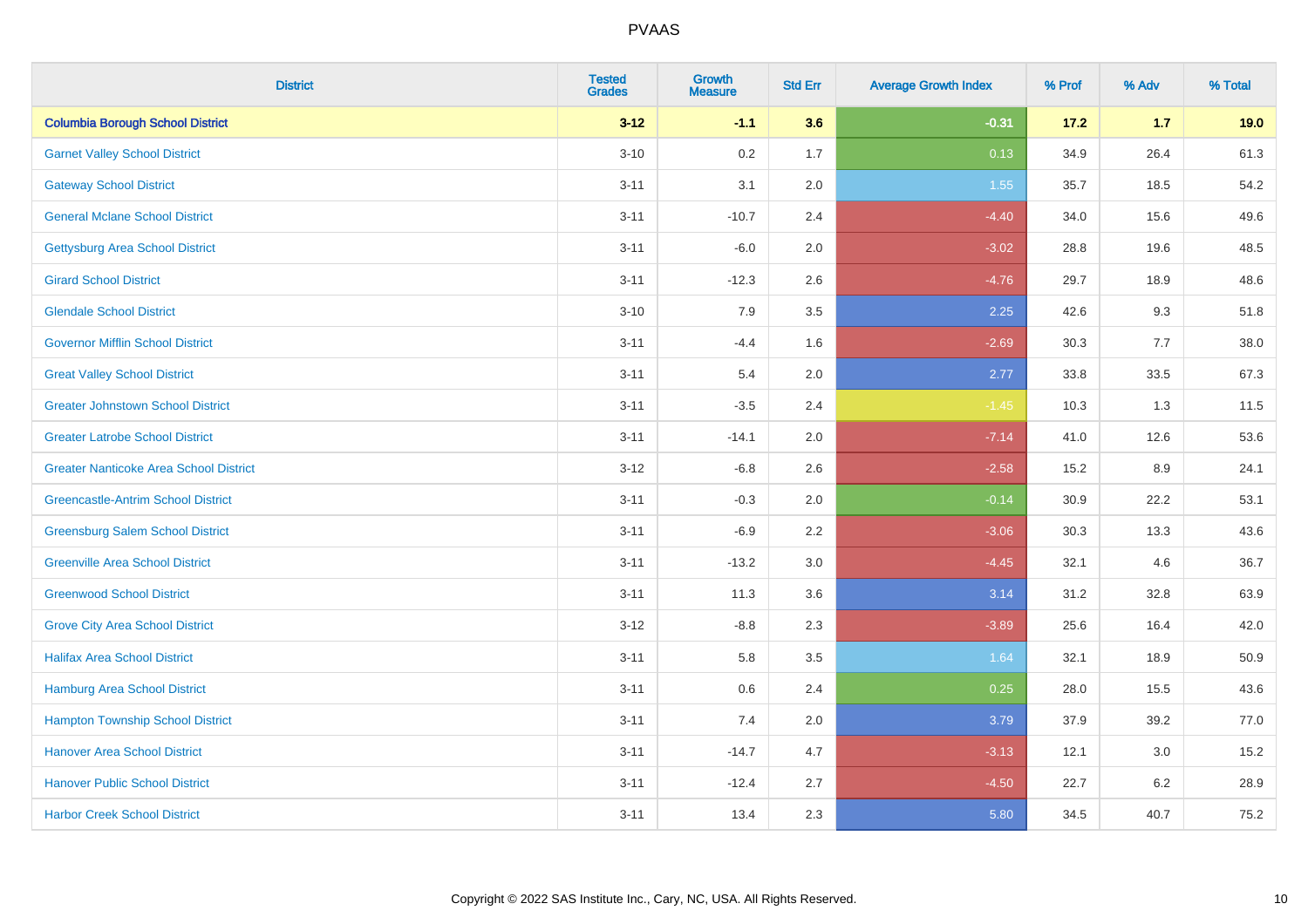# PVAAS

| District | Tested Grades | Growth Measure | Std Err | Average Growth Index | % Prof | % Adv | % Total |
|---|---|---|---|---|---|---|---|
| **Columbia Borough School District** | **3-12** | **-1.1** | **3.6** | **-0.31** | **17.2** | **1.7** | **19.0** |
| Garnet Valley School District | 3-10 | 0.2 | 1.7 | 0.13 | 34.9 | 26.4 | 61.3 |
| Gateway School District | 3-11 | 3.1 | 2.0 | 1.55 | 35.7 | 18.5 | 54.2 |
| General Mclane School District | 3-11 | -10.7 | 2.4 | -4.40 | 34.0 | 15.6 | 49.6 |
| Gettysburg Area School District | 3-11 | -6.0 | 2.0 | -3.02 | 28.8 | 19.6 | 48.5 |
| Girard School District | 3-11 | -12.3 | 2.6 | -4.76 | 29.7 | 18.9 | 48.6 |
| Glendale School District | 3-10 | 7.9 | 3.5 | 2.25 | 42.6 | 9.3 | 51.8 |
| Governor Mifflin School District | 3-11 | -4.4 | 1.6 | -2.69 | 30.3 | 7.7 | 38.0 |
| Great Valley School District | 3-11 | 5.4 | 2.0 | 2.77 | 33.8 | 33.5 | 67.3 |
| Greater Johnstown School District | 3-11 | -3.5 | 2.4 | -1.45 | 10.3 | 1.3 | 11.5 |
| Greater Latrobe School District | 3-11 | -14.1 | 2.0 | -7.14 | 41.0 | 12.6 | 53.6 |
| Greater Nanticoke Area School District | 3-12 | -6.8 | 2.6 | -2.58 | 15.2 | 8.9 | 24.1 |
| Greencastle-Antrim School District | 3-11 | -0.3 | 2.0 | -0.14 | 30.9 | 22.2 | 53.1 |
| Greensburg Salem School District | 3-11 | -6.9 | 2.2 | -3.06 | 30.3 | 13.3 | 43.6 |
| Greenville Area School District | 3-11 | -13.2 | 3.0 | -4.45 | 32.1 | 4.6 | 36.7 |
| Greenwood School District | 3-11 | 11.3 | 3.6 | 3.14 | 31.2 | 32.8 | 63.9 |
| Grove City Area School District | 3-12 | -8.8 | 2.3 | -3.89 | 25.6 | 16.4 | 42.0 |
| Halifax Area School District | 3-11 | 5.8 | 3.5 | 1.64 | 32.1 | 18.9 | 50.9 |
| Hamburg Area School District | 3-11 | 0.6 | 2.4 | 0.25 | 28.0 | 15.5 | 43.6 |
| Hampton Township School District | 3-11 | 7.4 | 2.0 | 3.79 | 37.9 | 39.2 | 77.0 |
| Hanover Area School District | 3-11 | -14.7 | 4.7 | -3.13 | 12.1 | 3.0 | 15.2 |
| Hanover Public School District | 3-11 | -12.4 | 2.7 | -4.50 | 22.7 | 6.2 | 28.9 |
| Harbor Creek School District | 3-11 | 13.4 | 2.3 | 5.80 | 34.5 | 40.7 | 75.2 |

Copyright © 2022 SAS Institute Inc., Cary, NC, USA. All Rights Reserved.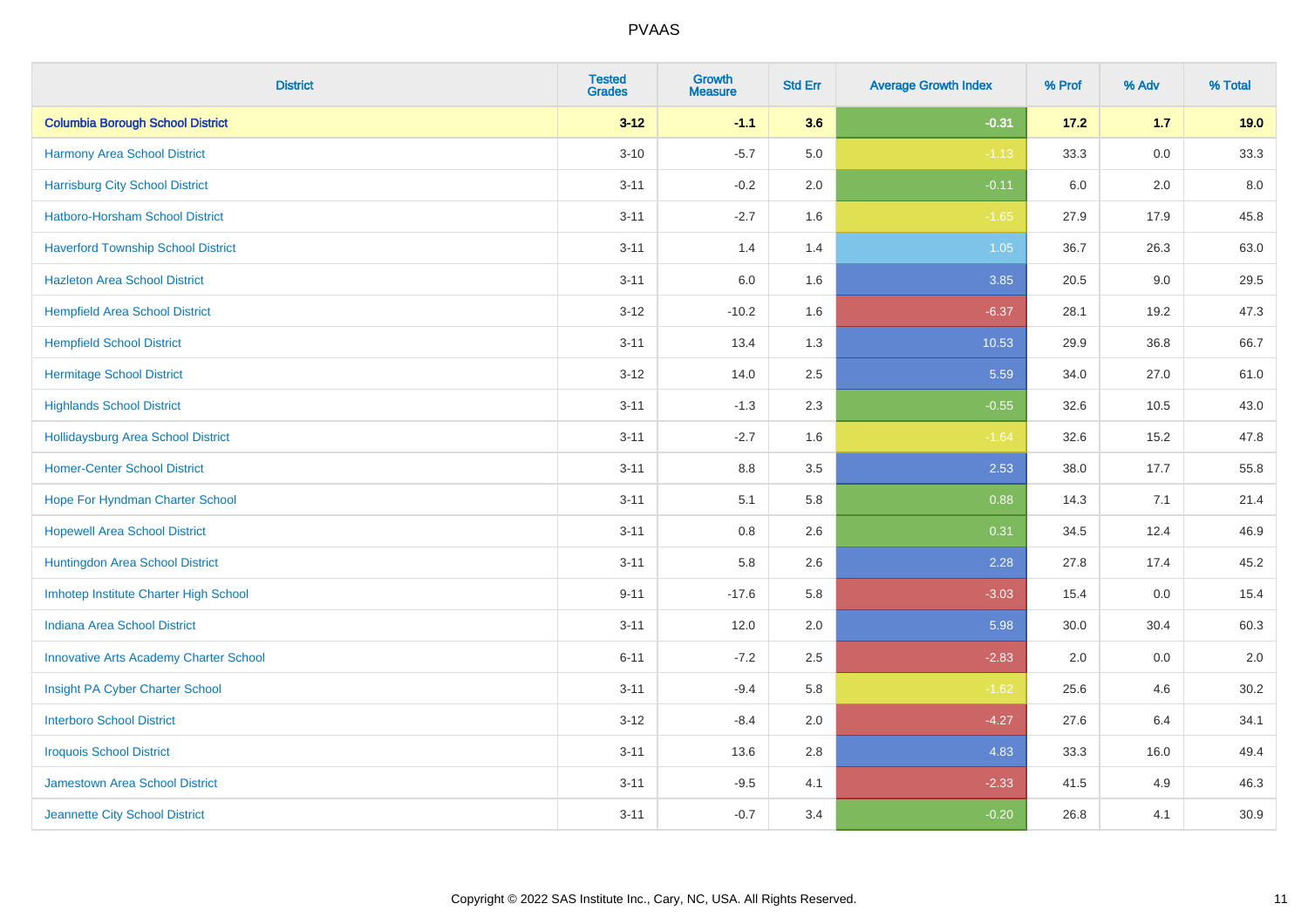| District | Tested Grades | Growth Measure | Std Err | Average Growth Index | % Prof | % Adv | % Total |
|---|---|---|---|---|---|---|---|
| **Columbia Borough School District** | **3-12** | **-1.1** | **3.6** | **-0.31** | **17.2** | **1.7** | **19.0** |
| Harmony Area School District | 3-10 | -5.7 | 5.0 | -1.13 | 33.3 | 0.0 | 33.3 |
| Harrisburg City School District | 3-11 | -0.2 | 2.0 | -0.11 | 6.0 | 2.0 | 8.0 |
| Hatboro-Horsham School District | 3-11 | -2.7 | 1.6 | -1.65 | 27.9 | 17.9 | 45.8 |
| Haverford Township School District | 3-11 | 1.4 | 1.4 | 1.05 | 36.7 | 26.3 | 63.0 |
| Hazleton Area School District | 3-11 | 6.0 | 1.6 | 3.85 | 20.5 | 9.0 | 29.5 |
| Hempfield Area School District | 3-12 | -10.2 | 1.6 | -6.37 | 28.1 | 19.2 | 47.3 |
| Hempfield School District | 3-11 | 13.4 | 1.3 | 10.53 | 29.9 | 36.8 | 66.7 |
| Hermitage School District | 3-12 | 14.0 | 2.5 | 5.59 | 34.0 | 27.0 | 61.0 |
| Highlands School District | 3-11 | -1.3 | 2.3 | -0.55 | 32.6 | 10.5 | 43.0 |
| Hollidaysburg Area School District | 3-11 | -2.7 | 1.6 | -1.64 | 32.6 | 15.2 | 47.8 |
| Homer-Center School District | 3-11 | 8.8 | 3.5 | 2.53 | 38.0 | 17.7 | 55.8 |
| Hope For Hyndman Charter School | 3-11 | 5.1 | 5.8 | 0.88 | 14.3 | 7.1 | 21.4 |
| Hopewell Area School District | 3-11 | 0.8 | 2.6 | 0.31 | 34.5 | 12.4 | 46.9 |
| Huntingdon Area School District | 3-11 | 5.8 | 2.6 | 2.28 | 27.8 | 17.4 | 45.2 |
| Imhotep Institute Charter High School | 9-11 | -17.6 | 5.8 | -3.03 | 15.4 | 0.0 | 15.4 |
| Indiana Area School District | 3-11 | 12.0 | 2.0 | 5.98 | 30.0 | 30.4 | 60.3 |
| Innovative Arts Academy Charter School | 6-11 | -7.2 | 2.5 | -2.83 | 2.0 | 0.0 | 2.0 |
| Insight PA Cyber Charter School | 3-11 | -9.4 | 5.8 | -1.62 | 25.6 | 4.6 | 30.2 |
| Interboro School District | 3-12 | -8.4 | 2.0 | -4.27 | 27.6 | 6.4 | 34.1 |
| Iroquois School District | 3-11 | 13.6 | 2.8 | 4.83 | 33.3 | 16.0 | 49.4 |
| Jamestown Area School District | 3-11 | -9.5 | 4.1 | -2.33 | 41.5 | 4.9 | 46.3 |
| Jeannette City School District | 3-11 | -0.7 | 3.4 | -0.20 | 26.8 | 4.1 | 30.9 |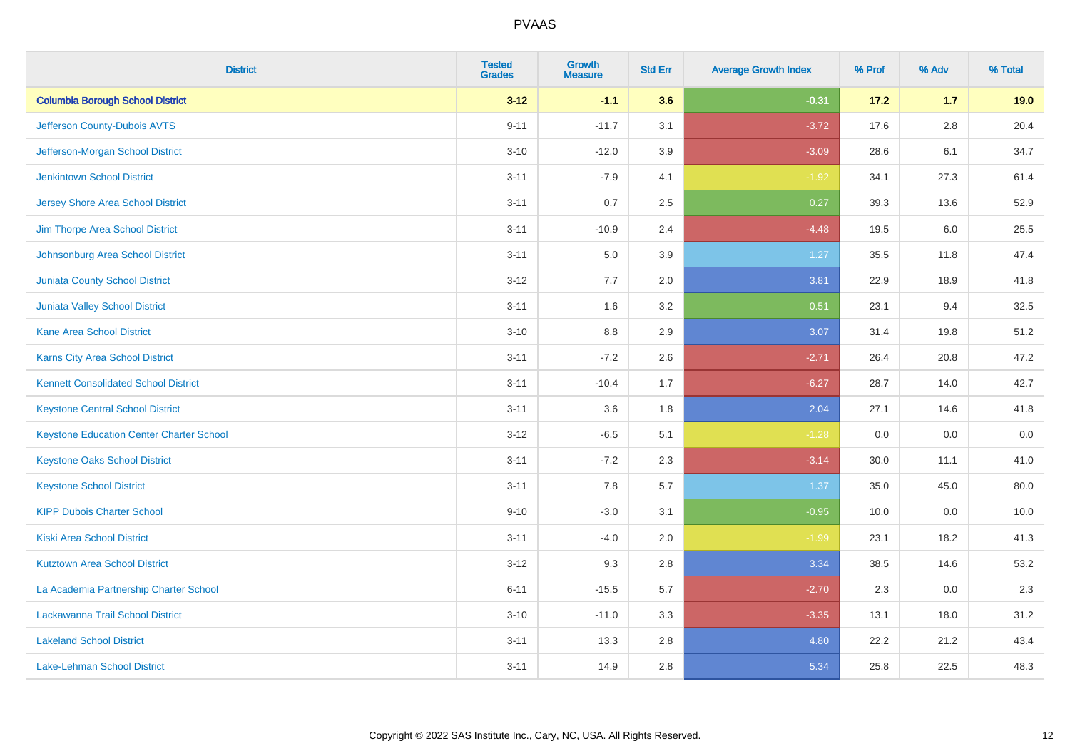| District | Tested Grades | Growth Measure | Std Err | Average Growth Index | % Prof | % Adv | % Total |
|---|---|---|---|---|---|---|---|
| **Columbia Borough School District** | **3-12** | **-1.1** | **3.6** | **-0.31** | **17.2** | **1.7** | **19.0** |
| Jefferson County-Dubois AVTS | 9-11 | -11.7 | 3.1 | -3.72 | 17.6 | 2.8 | 20.4 |
| Jefferson-Morgan School District | 3-10 | -12.0 | 3.9 | -3.09 | 28.6 | 6.1 | 34.7 |
| Jenkintown School District | 3-11 | -7.9 | 4.1 | -1.92 | 34.1 | 27.3 | 61.4 |
| Jersey Shore Area School District | 3-11 | 0.7 | 2.5 | 0.27 | 39.3 | 13.6 | 52.9 |
| Jim Thorpe Area School District | 3-11 | -10.9 | 2.4 | -4.48 | 19.5 | 6.0 | 25.5 |
| Johnsonburg Area School District | 3-11 | 5.0 | 3.9 | 1.27 | 35.5 | 11.8 | 47.4 |
| Juniata County School District | 3-12 | 7.7 | 2.0 | 3.81 | 22.9 | 18.9 | 41.8 |
| Juniata Valley School District | 3-11 | 1.6 | 3.2 | 0.51 | 23.1 | 9.4 | 32.5 |
| Kane Area School District | 3-10 | 8.8 | 2.9 | 3.07 | 31.4 | 19.8 | 51.2 |
| Karns City Area School District | 3-11 | -7.2 | 2.6 | -2.71 | 26.4 | 20.8 | 47.2 |
| Kennett Consolidated School District | 3-11 | -10.4 | 1.7 | -6.27 | 28.7 | 14.0 | 42.7 |
| Keystone Central School District | 3-11 | 3.6 | 1.8 | 2.04 | 27.1 | 14.6 | 41.8 |
| Keystone Education Center Charter School | 3-12 | -6.5 | 5.1 | -1.28 | 0.0 | 0.0 | 0.0 |
| Keystone Oaks School District | 3-11 | -7.2 | 2.3 | -3.14 | 30.0 | 11.1 | 41.0 |
| Keystone School District | 3-11 | 7.8 | 5.7 | 1.37 | 35.0 | 45.0 | 80.0 |
| KIPP Dubois Charter School | 9-10 | -3.0 | 3.1 | -0.95 | 10.0 | 0.0 | 10.0 |
| Kiski Area School District | 3-11 | -4.0 | 2.0 | -1.99 | 23.1 | 18.2 | 41.3 |
| Kutztown Area School District | 3-12 | 9.3 | 2.8 | 3.34 | 38.5 | 14.6 | 53.2 |
| La Academia Partnership Charter School | 6-11 | -15.5 | 5.7 | -2.70 | 2.3 | 0.0 | 2.3 |
| Lackawanna Trail School District | 3-10 | -11.0 | 3.3 | -3.35 | 13.1 | 18.0 | 31.2 |
| Lakeland School District | 3-11 | 13.3 | 2.8 | 4.80 | 22.2 | 21.2 | 43.4 |
| Lake-Lehman School District | 3-11 | 14.9 | 2.8 | 5.34 | 25.8 | 22.5 | 48.3 |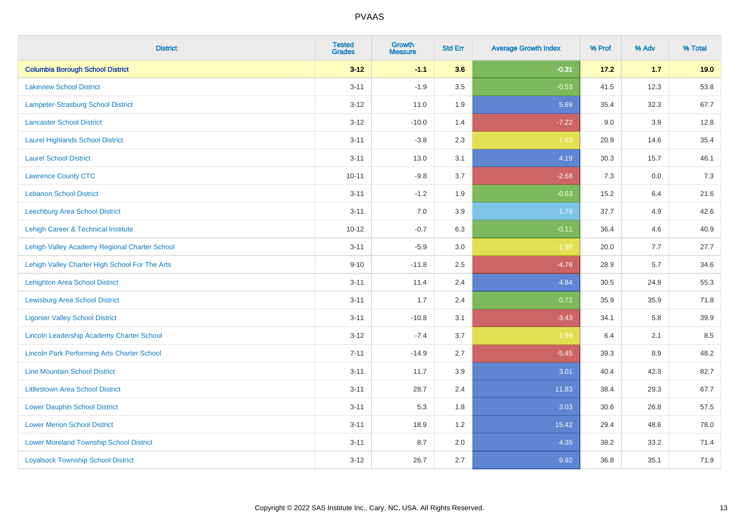# PVAAS

| District | Tested Grades | Growth Measure | Std Err | Average Growth Index | % Prof | % Adv | % Total |
|---|---|---|---|---|---|---|---|
| **Columbia Borough School District** | **3-12** | **-1.1** | **3.6** | **-0.31** | **17.2** | **1.7** | **19.0** |
| Lakeview School District | 3-11 | -1.9 | 3.5 | -0.53 | 41.5 | 12.3 | 53.8 |
| Lampeter-Strasburg School District | 3-12 | 11.0 | 1.9 | 5.69 | 35.4 | 32.3 | 67.7 |
| Lancaster School District | 3-12 | -10.0 | 1.4 | -7.22 | 9.0 | 3.9 | 12.8 |
| Laurel Highlands School District | 3-11 | -3.8 | 2.3 | -1.63 | 20.9 | 14.6 | 35.4 |
| Laurel School District | 3-11 | 13.0 | 3.1 | 4.19 | 30.3 | 15.7 | 46.1 |
| Lawrence County CTC | 10-11 | -9.8 | 3.7 | -2.68 | 7.3 | 0.0 | 7.3 |
| Lebanon School District | 3-11 | -1.2 | 1.9 | -0.63 | 15.2 | 6.4 | 21.6 |
| Leechburg Area School District | 3-11 | 7.0 | 3.9 | 1.79 | 37.7 | 4.9 | 42.6 |
| Lehigh Career & Technical Institute | 10-12 | -0.7 | 6.3 | -0.11 | 36.4 | 4.6 | 40.9 |
| Lehigh Valley Academy Regional Charter School | 3-11 | -5.9 | 3.0 | -1.98 | 20.0 | 7.7 | 27.7 |
| Lehigh Valley Charter High School For The Arts | 9-10 | -11.8 | 2.5 | -4.76 | 28.9 | 5.7 | 34.6 |
| Lehighton Area School District | 3-11 | 11.4 | 2.4 | 4.84 | 30.5 | 24.9 | 55.3 |
| Lewisburg Area School District | 3-11 | 1.7 | 2.4 | 0.72 | 35.9 | 35.9 | 71.8 |
| Ligonier Valley School District | 3-11 | -10.8 | 3.1 | -3.43 | 34.1 | 5.8 | 39.9 |
| Lincoln Leadership Academy Charter School | 3-12 | -7.4 | 3.7 | -1.99 | 6.4 | 2.1 | 8.5 |
| Lincoln Park Performing Arts Charter School | 7-11 | -14.9 | 2.7 | -5.45 | 39.3 | 8.9 | 48.2 |
| Line Mountain School District | 3-11 | 11.7 | 3.9 | 3.01 | 40.4 | 42.3 | 82.7 |
| Littlestown Area School District | 3-11 | 28.7 | 2.4 | 11.83 | 38.4 | 29.3 | 67.7 |
| Lower Dauphin School District | 3-11 | 5.3 | 1.8 | 3.03 | 30.6 | 26.8 | 57.5 |
| Lower Merion School District | 3-11 | 18.9 | 1.2 | 15.42 | 29.4 | 48.6 | 78.0 |
| Lower Moreland Township School District | 3-11 | 8.7 | 2.0 | 4.35 | 38.2 | 33.2 | 71.4 |
| Loyalsock Township School District | 3-12 | 26.7 | 2.7 | 9.92 | 36.8 | 35.1 | 71.9 |

Copyright © 2022 SAS Institute Inc., Cary, NC, USA. All Rights Reserved.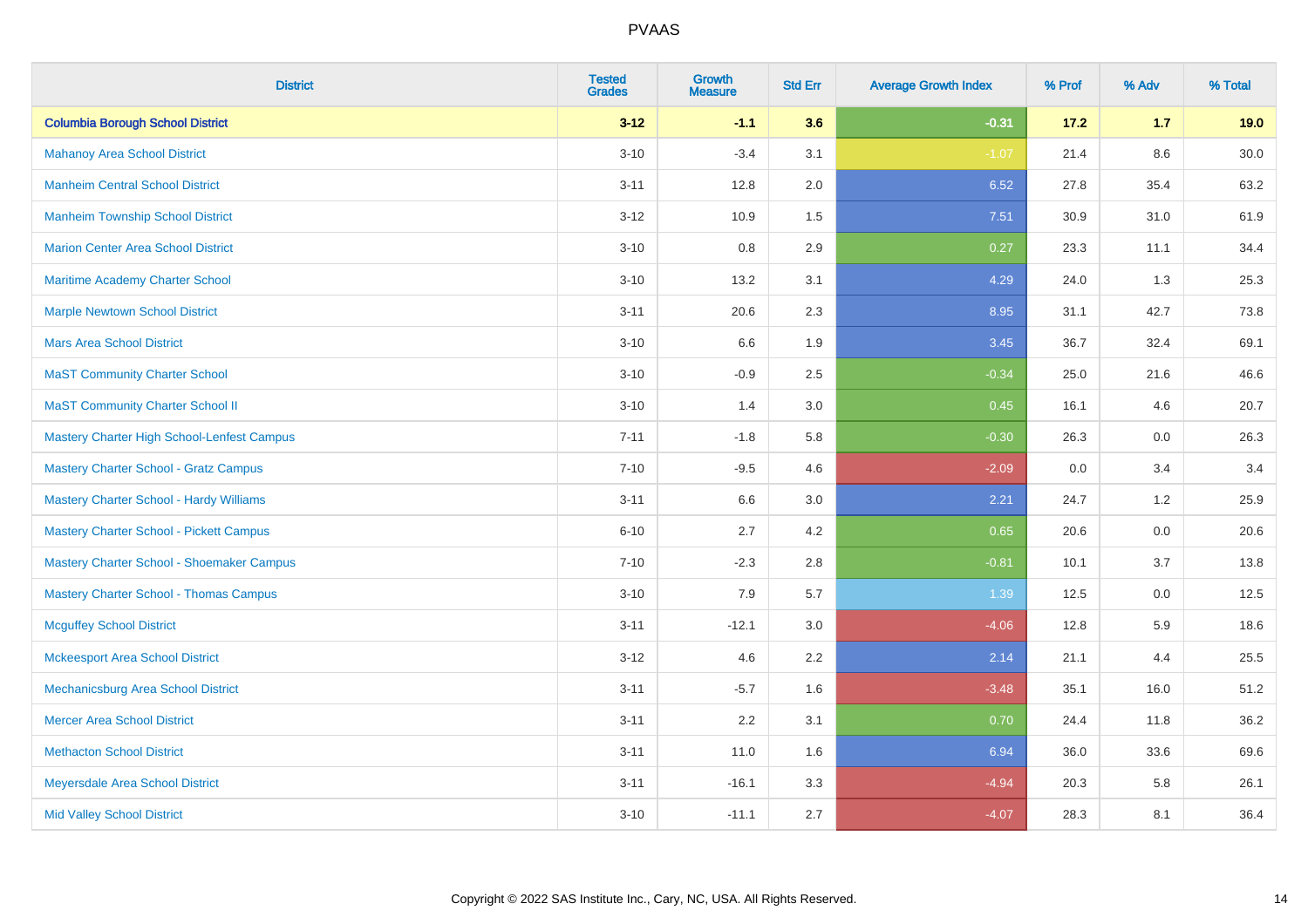| District | Tested Grades | Growth Measure | Std Err | Average Growth Index | % Prof | % Adv | % Total |
|---|---|---|---|---|---|---|---|
| **Columbia Borough School District** | **3-12** | **-1.1** | **3.6** | **-0.31** | **17.2** | **1.7** | **19.0** |
| Mahanoy Area School District | 3-10 | -3.4 | 3.1 | -1.07 | 21.4 | 8.6 | 30.0 |
| Manheim Central School District | 3-11 | 12.8 | 2.0 | 6.52 | 27.8 | 35.4 | 63.2 |
| Manheim Township School District | 3-12 | 10.9 | 1.5 | 7.51 | 30.9 | 31.0 | 61.9 |
| Marion Center Area School District | 3-10 | 0.8 | 2.9 | 0.27 | 23.3 | 11.1 | 34.4 |
| Maritime Academy Charter School | 3-10 | 13.2 | 3.1 | 4.29 | 24.0 | 1.3 | 25.3 |
| Marple Newtown School District | 3-11 | 20.6 | 2.3 | 8.95 | 31.1 | 42.7 | 73.8 |
| Mars Area School District | 3-10 | 6.6 | 1.9 | 3.45 | 36.7 | 32.4 | 69.1 |
| MaST Community Charter School | 3-10 | -0.9 | 2.5 | -0.34 | 25.0 | 21.6 | 46.6 |
| MaST Community Charter School II | 3-10 | 1.4 | 3.0 | 0.45 | 16.1 | 4.6 | 20.7 |
| Mastery Charter High School-Lenfest Campus | 7-11 | -1.8 | 5.8 | -0.30 | 26.3 | 0.0 | 26.3 |
| Mastery Charter School - Gratz Campus | 7-10 | -9.5 | 4.6 | -2.09 | 0.0 | 3.4 | 3.4 |
| Mastery Charter School - Hardy Williams | 3-11 | 6.6 | 3.0 | 2.21 | 24.7 | 1.2 | 25.9 |
| Mastery Charter School - Pickett Campus | 6-10 | 2.7 | 4.2 | 0.65 | 20.6 | 0.0 | 20.6 |
| Mastery Charter School - Shoemaker Campus | 7-10 | -2.3 | 2.8 | -0.81 | 10.1 | 3.7 | 13.8 |
| Mastery Charter School - Thomas Campus | 3-10 | 7.9 | 5.7 | 1.39 | 12.5 | 0.0 | 12.5 |
| Mcguffey School District | 3-11 | -12.1 | 3.0 | -4.06 | 12.8 | 5.9 | 18.6 |
| Mckeesport Area School District | 3-12 | 4.6 | 2.2 | 2.14 | 21.1 | 4.4 | 25.5 |
| Mechanicsburg Area School District | 3-11 | -5.7 | 1.6 | -3.48 | 35.1 | 16.0 | 51.2 |
| Mercer Area School District | 3-11 | 2.2 | 3.1 | 0.70 | 24.4 | 11.8 | 36.2 |
| Methacton School District | 3-11 | 11.0 | 1.6 | 6.94 | 36.0 | 33.6 | 69.6 |
| Meyersdale Area School District | 3-11 | -16.1 | 3.3 | -4.94 | 20.3 | 5.8 | 26.1 |
| Mid Valley School District | 3-10 | -11.1 | 2.7 | -4.07 | 28.3 | 8.1 | 36.4 |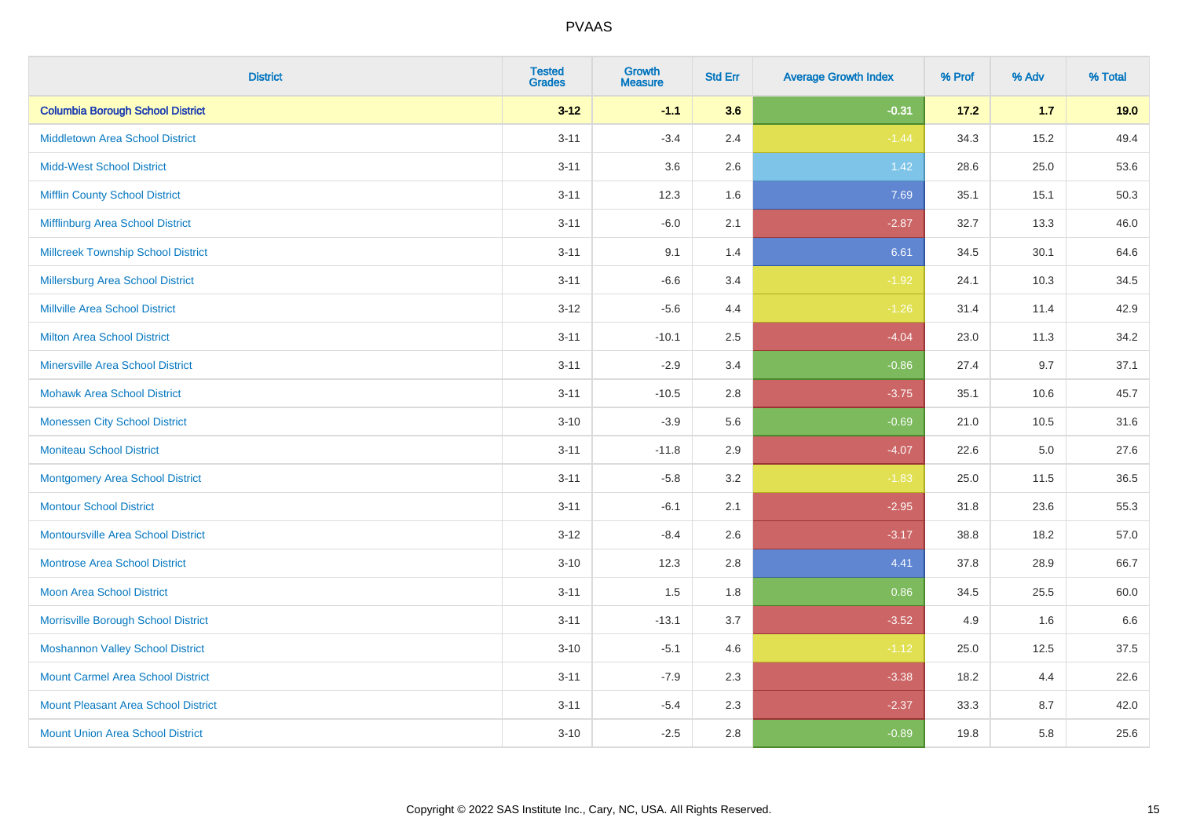# PVAAS

| District | Tested Grades | Growth Measure | Std Err | Average Growth Index | % Prof | % Adv | % Total |
|---|---|---|---|---|---|---|---|
| **Columbia Borough School District** | **3-12** | **-1.1** | **3.6** | **-0.31** | **17.2** | **1.7** | **19.0** |
| Middletown Area School District | 3-11 | -3.4 | 2.4 | -1.44 | 34.3 | 15.2 | 49.4 |
| Midd-West School District | 3-11 | 3.6 | 2.6 | 1.42 | 28.6 | 25.0 | 53.6 |
| Mifflin County School District | 3-11 | 12.3 | 1.6 | 7.69 | 35.1 | 15.1 | 50.3 |
| Mifflinburg Area School District | 3-11 | -6.0 | 2.1 | -2.87 | 32.7 | 13.3 | 46.0 |
| Millcreek Township School District | 3-11 | 9.1 | 1.4 | 6.61 | 34.5 | 30.1 | 64.6 |
| Millersburg Area School District | 3-11 | -6.6 | 3.4 | -1.92 | 24.1 | 10.3 | 34.5 |
| Millville Area School District | 3-12 | -5.6 | 4.4 | -1.26 | 31.4 | 11.4 | 42.9 |
| Milton Area School District | 3-11 | -10.1 | 2.5 | -4.04 | 23.0 | 11.3 | 34.2 |
| Minersville Area School District | 3-11 | -2.9 | 3.4 | -0.86 | 27.4 | 9.7 | 37.1 |
| Mohawk Area School District | 3-11 | -10.5 | 2.8 | -3.75 | 35.1 | 10.6 | 45.7 |
| Monessen City School District | 3-10 | -3.9 | 5.6 | -0.69 | 21.0 | 10.5 | 31.6 |
| Moniteau School District | 3-11 | -11.8 | 2.9 | -4.07 | 22.6 | 5.0 | 27.6 |
| Montgomery Area School District | 3-11 | -5.8 | 3.2 | -1.83 | 25.0 | 11.5 | 36.5 |
| Montour School District | 3-11 | -6.1 | 2.1 | -2.95 | 31.8 | 23.6 | 55.3 |
| Montoursville Area School District | 3-12 | -8.4 | 2.6 | -3.17 | 38.8 | 18.2 | 57.0 |
| Montrose Area School District | 3-10 | 12.3 | 2.8 | 4.41 | 37.8 | 28.9 | 66.7 |
| Moon Area School District | 3-11 | 1.5 | 1.8 | 0.86 | 34.5 | 25.5 | 60.0 |
| Morrisville Borough School District | 3-11 | -13.1 | 3.7 | -3.52 | 4.9 | 1.6 | 6.6 |
| Moshannon Valley School District | 3-10 | -5.1 | 4.6 | -1.12 | 25.0 | 12.5 | 37.5 |
| Mount Carmel Area School District | 3-11 | -7.9 | 2.3 | -3.38 | 18.2 | 4.4 | 22.6 |
| Mount Pleasant Area School District | 3-11 | -5.4 | 2.3 | -2.37 | 33.3 | 8.7 | 42.0 |
| Mount Union Area School District | 3-10 | -2.5 | 2.8 | -0.89 | 19.8 | 5.8 | 25.6 |

Copyright © 2022 SAS Institute Inc., Cary, NC, USA. All Rights Reserved.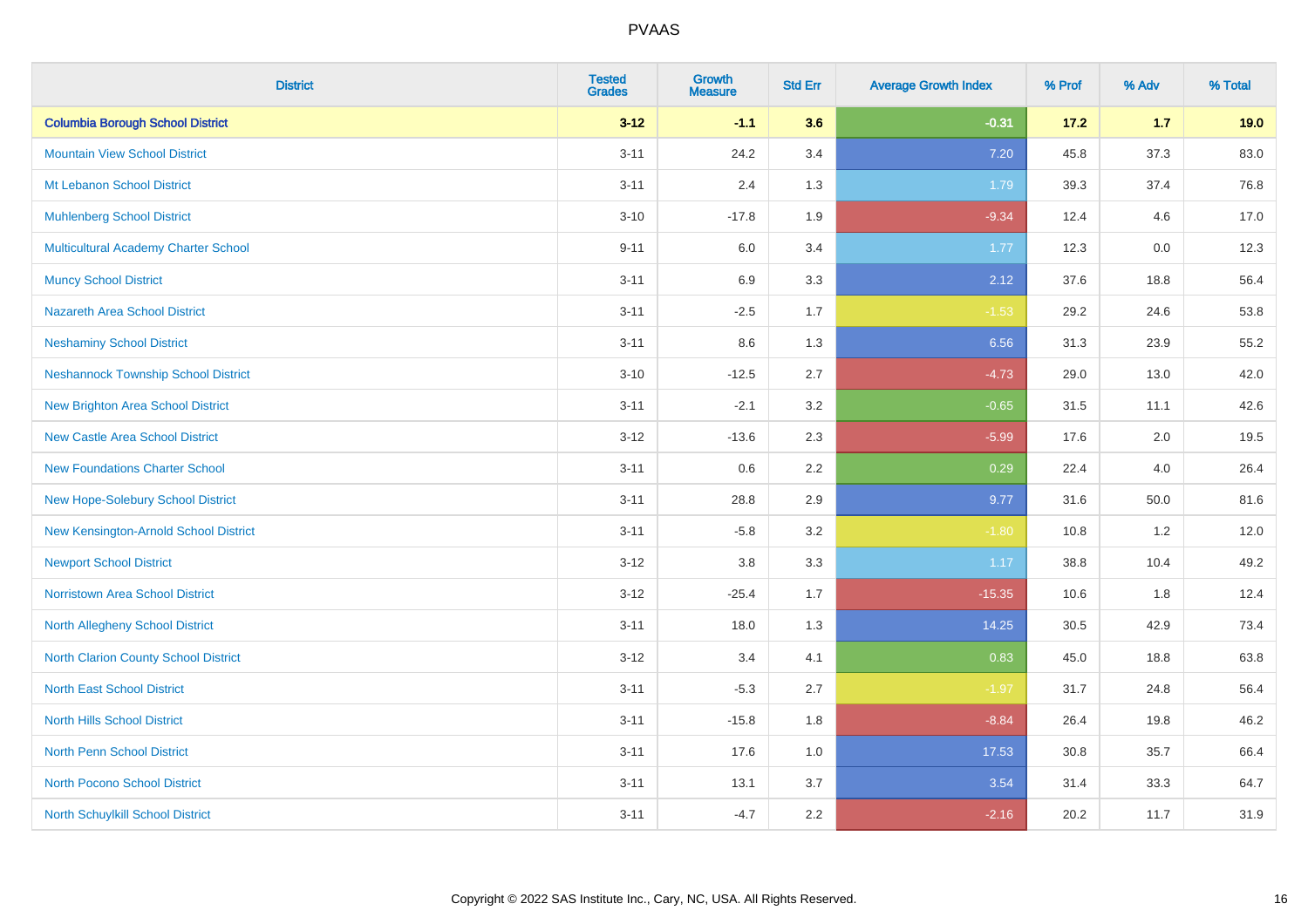# PVAAS

| District | Tested Grades | Growth Measure | Std Err | Average Growth Index | % Prof | % Adv | % Total |
|---|---|---|---|---|---|---|---|
| **Columbia Borough School District** | **3-12** | **-1.1** | **3.6** | **-0.31** | **17.2** | **1.7** | **19.0** |
| Mountain View School District | 3-11 | 24.2 | 3.4 | 7.20 | 45.8 | 37.3 | 83.0 |
| Mt Lebanon School District | 3-11 | 2.4 | 1.3 | 1.79 | 39.3 | 37.4 | 76.8 |
| Muhlenberg School District | 3-10 | -17.8 | 1.9 | -9.34 | 12.4 | 4.6 | 17.0 |
| Multicultural Academy Charter School | 9-11 | 6.0 | 3.4 | 1.77 | 12.3 | 0.0 | 12.3 |
| Muncy School District | 3-11 | 6.9 | 3.3 | 2.12 | 37.6 | 18.8 | 56.4 |
| Nazareth Area School District | 3-11 | -2.5 | 1.7 | -1.53 | 29.2 | 24.6 | 53.8 |
| Neshaminy School District | 3-11 | 8.6 | 1.3 | 6.56 | 31.3 | 23.9 | 55.2 |
| Neshannock Township School District | 3-10 | -12.5 | 2.7 | -4.73 | 29.0 | 13.0 | 42.0 |
| New Brighton Area School District | 3-11 | -2.1 | 3.2 | -0.65 | 31.5 | 11.1 | 42.6 |
| New Castle Area School District | 3-12 | -13.6 | 2.3 | -5.99 | 17.6 | 2.0 | 19.5 |
| New Foundations Charter School | 3-11 | 0.6 | 2.2 | 0.29 | 22.4 | 4.0 | 26.4 |
| New Hope-Solebury School District | 3-11 | 28.8 | 2.9 | 9.77 | 31.6 | 50.0 | 81.6 |
| New Kensington-Arnold School District | 3-11 | -5.8 | 3.2 | -1.80 | 10.8 | 1.2 | 12.0 |
| Newport School District | 3-12 | 3.8 | 3.3 | 1.17 | 38.8 | 10.4 | 49.2 |
| Norristown Area School District | 3-12 | -25.4 | 1.7 | -15.35 | 10.6 | 1.8 | 12.4 |
| North Allegheny School District | 3-11 | 18.0 | 1.3 | 14.25 | 30.5 | 42.9 | 73.4 |
| North Clarion County School District | 3-12 | 3.4 | 4.1 | 0.83 | 45.0 | 18.8 | 63.8 |
| North East School District | 3-11 | -5.3 | 2.7 | -1.97 | 31.7 | 24.8 | 56.4 |
| North Hills School District | 3-11 | -15.8 | 1.8 | -8.84 | 26.4 | 19.8 | 46.2 |
| North Penn School District | 3-11 | 17.6 | 1.0 | 17.53 | 30.8 | 35.7 | 66.4 |
| North Pocono School District | 3-11 | 13.1 | 3.7 | 3.54 | 31.4 | 33.3 | 64.7 |
| North Schuylkill School District | 3-11 | -4.7 | 2.2 | -2.16 | 20.2 | 11.7 | 31.9 |

Copyright © 2022 SAS Institute Inc., Cary, NC, USA. All Rights Reserved.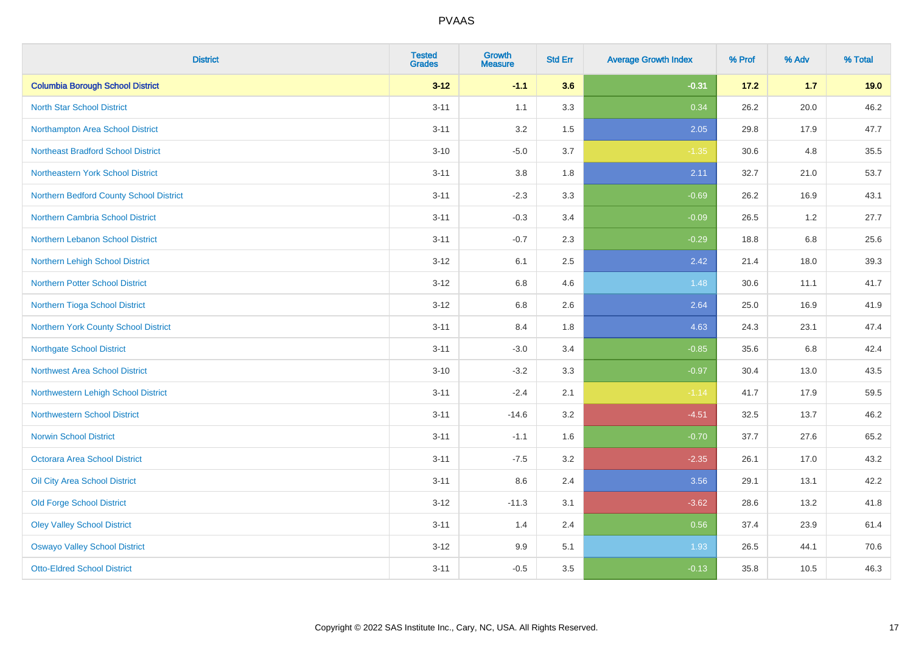| District | Tested Grades | Growth Measure | Std Err | Average Growth Index | % Prof | % Adv | % Total |
|---|---|---|---|---|---|---|---|
| **Columbia Borough School District** | **3-12** | **-1.1** | **3.6** | **-0.31** | **17.2** | **1.7** | **19.0** |
| North Star School District | 3-11 | 1.1 | 3.3 | 0.34 | 26.2 | 20.0 | 46.2 |
| Northampton Area School District | 3-11 | 3.2 | 1.5 | 2.05 | 29.8 | 17.9 | 47.7 |
| Northeast Bradford School District | 3-10 | -5.0 | 3.7 | -1.35 | 30.6 | 4.8 | 35.5 |
| Northeastern York School District | 3-11 | 3.8 | 1.8 | 2.11 | 32.7 | 21.0 | 53.7 |
| Northern Bedford County School District | 3-11 | -2.3 | 3.3 | -0.69 | 26.2 | 16.9 | 43.1 |
| Northern Cambria School District | 3-11 | -0.3 | 3.4 | -0.09 | 26.5 | 1.2 | 27.7 |
| Northern Lebanon School District | 3-11 | -0.7 | 2.3 | -0.29 | 18.8 | 6.8 | 25.6 |
| Northern Lehigh School District | 3-12 | 6.1 | 2.5 | 2.42 | 21.4 | 18.0 | 39.3 |
| Northern Potter School District | 3-12 | 6.8 | 4.6 | 1.48 | 30.6 | 11.1 | 41.7 |
| Northern Tioga School District | 3-12 | 6.8 | 2.6 | 2.64 | 25.0 | 16.9 | 41.9 |
| Northern York County School District | 3-11 | 8.4 | 1.8 | 4.63 | 24.3 | 23.1 | 47.4 |
| Northgate School District | 3-11 | -3.0 | 3.4 | -0.85 | 35.6 | 6.8 | 42.4 |
| Northwest Area School District | 3-10 | -3.2 | 3.3 | -0.97 | 30.4 | 13.0 | 43.5 |
| Northwestern Lehigh School District | 3-11 | -2.4 | 2.1 | -1.14 | 41.7 | 17.9 | 59.5 |
| Northwestern School District | 3-11 | -14.6 | 3.2 | -4.51 | 32.5 | 13.7 | 46.2 |
| Norwin School District | 3-11 | -1.1 | 1.6 | -0.70 | 37.7 | 27.6 | 65.2 |
| Octorara Area School District | 3-11 | -7.5 | 3.2 | -2.35 | 26.1 | 17.0 | 43.2 |
| Oil City Area School District | 3-11 | 8.6 | 2.4 | 3.56 | 29.1 | 13.1 | 42.2 |
| Old Forge School District | 3-12 | -11.3 | 3.1 | -3.62 | 28.6 | 13.2 | 41.8 |
| Oley Valley School District | 3-11 | 1.4 | 2.4 | 0.56 | 37.4 | 23.9 | 61.4 |
| Oswayo Valley School District | 3-12 | 9.9 | 5.1 | 1.93 | 26.5 | 44.1 | 70.6 |
| Otto-Eldred School District | 3-11 | -0.5 | 3.5 | -0.13 | 35.8 | 10.5 | 46.3 |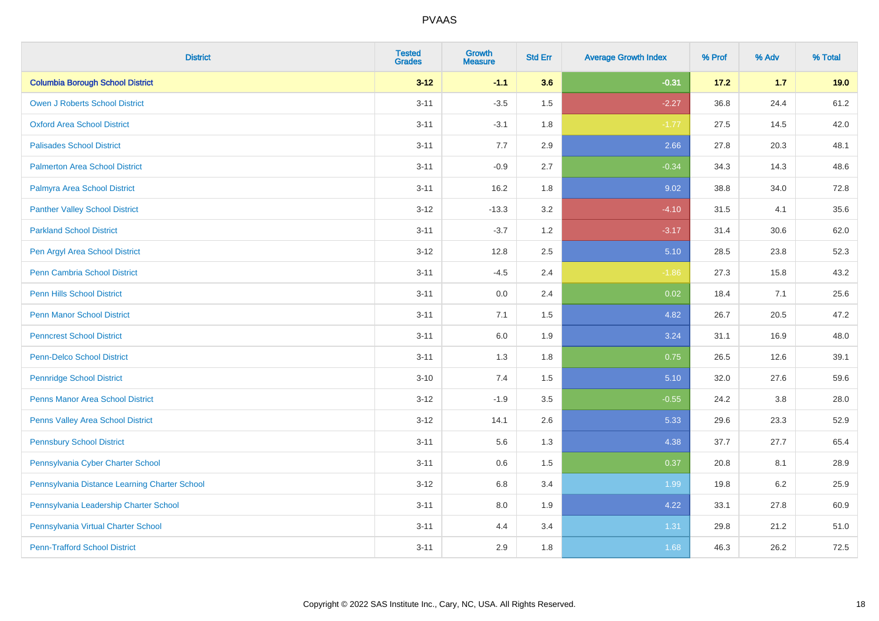| District | Tested Grades | Growth Measure | Std Err | Average Growth Index | % Prof | % Adv | % Total |
|---|---|---|---|---|---|---|---|
| **Columbia Borough School District** | **3-12** | **-1.1** | **3.6** | **-0.31** | **17.2** | **1.7** | **19.0** |
| Owen J Roberts School District | 3-11 | -3.5 | 1.5 | -2.27 | 36.8 | 24.4 | 61.2 |
| Oxford Area School District | 3-11 | -3.1 | 1.8 | -1.77 | 27.5 | 14.5 | 42.0 |
| Palisades School District | 3-11 | 7.7 | 2.9 | 2.66 | 27.8 | 20.3 | 48.1 |
| Palmerton Area School District | 3-11 | -0.9 | 2.7 | -0.34 | 34.3 | 14.3 | 48.6 |
| Palmyra Area School District | 3-11 | 16.2 | 1.8 | 9.02 | 38.8 | 34.0 | 72.8 |
| Panther Valley School District | 3-12 | -13.3 | 3.2 | -4.10 | 31.5 | 4.1 | 35.6 |
| Parkland School District | 3-11 | -3.7 | 1.2 | -3.17 | 31.4 | 30.6 | 62.0 |
| Pen Argyl Area School District | 3-12 | 12.8 | 2.5 | 5.10 | 28.5 | 23.8 | 52.3 |
| Penn Cambria School District | 3-11 | -4.5 | 2.4 | -1.86 | 27.3 | 15.8 | 43.2 |
| Penn Hills School District | 3-11 | 0.0 | 2.4 | 0.02 | 18.4 | 7.1 | 25.6 |
| Penn Manor School District | 3-11 | 7.1 | 1.5 | 4.82 | 26.7 | 20.5 | 47.2 |
| Penncrest School District | 3-11 | 6.0 | 1.9 | 3.24 | 31.1 | 16.9 | 48.0 |
| Penn-Delco School District | 3-11 | 1.3 | 1.8 | 0.75 | 26.5 | 12.6 | 39.1 |
| Pennridge School District | 3-10 | 7.4 | 1.5 | 5.10 | 32.0 | 27.6 | 59.6 |
| Penns Manor Area School District | 3-12 | -1.9 | 3.5 | -0.55 | 24.2 | 3.8 | 28.0 |
| Penns Valley Area School District | 3-12 | 14.1 | 2.6 | 5.33 | 29.6 | 23.3 | 52.9 |
| Pennsbury School District | 3-11 | 5.6 | 1.3 | 4.38 | 37.7 | 27.7 | 65.4 |
| Pennsylvania Cyber Charter School | 3-11 | 0.6 | 1.5 | 0.37 | 20.8 | 8.1 | 28.9 |
| Pennsylvania Distance Learning Charter School | 3-12 | 6.8 | 3.4 | 1.99 | 19.8 | 6.2 | 25.9 |
| Pennsylvania Leadership Charter School | 3-11 | 8.0 | 1.9 | 4.22 | 33.1 | 27.8 | 60.9 |
| Pennsylvania Virtual Charter School | 3-11 | 4.4 | 3.4 | 1.31 | 29.8 | 21.2 | 51.0 |
| Penn-Trafford School District | 3-11 | 2.9 | 1.8 | 1.68 | 46.3 | 26.2 | 72.5 |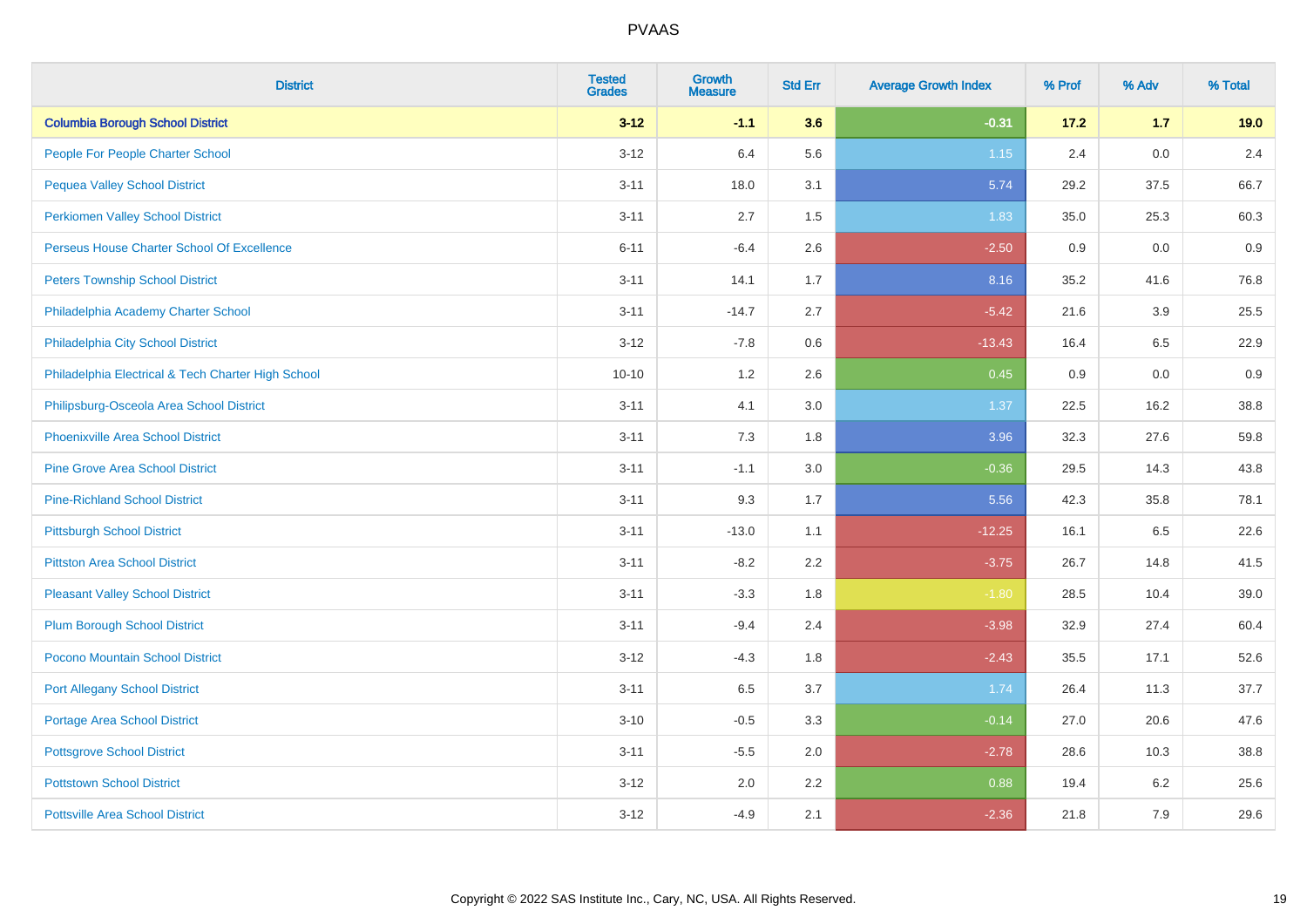# PVAAS

| District | Tested Grades | Growth Measure | Std Err | Average Growth Index | % Prof | % Adv | % Total |
|---|---|---|---|---|---|---|---|
| **Columbia Borough School District** | **3-12** | **-1.1** | **3.6** | **-0.31** | **17.2** | **1.7** | **19.0** |
| People For People Charter School | 3-12 | 6.4 | 5.6 | 1.15 | 2.4 | 0.0 | 2.4 |
| Pequea Valley School District | 3-11 | 18.0 | 3.1 | 5.74 | 29.2 | 37.5 | 66.7 |
| Perkiomen Valley School District | 3-11 | 2.7 | 1.5 | 1.83 | 35.0 | 25.3 | 60.3 |
| Perseus House Charter School Of Excellence | 6-11 | -6.4 | 2.6 | -2.50 | 0.9 | 0.0 | 0.9 |
| Peters Township School District | 3-11 | 14.1 | 1.7 | 8.16 | 35.2 | 41.6 | 76.8 |
| Philadelphia Academy Charter School | 3-11 | -14.7 | 2.7 | -5.42 | 21.6 | 3.9 | 25.5 |
| Philadelphia City School District | 3-12 | -7.8 | 0.6 | -13.43 | 16.4 | 6.5 | 22.9 |
| Philadelphia Electrical & Tech Charter High School | 10-10 | 1.2 | 2.6 | 0.45 | 0.9 | 0.0 | 0.9 |
| Philipsburg-Osceola Area School District | 3-11 | 4.1 | 3.0 | 1.37 | 22.5 | 16.2 | 38.8 |
| Phoenixville Area School District | 3-11 | 7.3 | 1.8 | 3.96 | 32.3 | 27.6 | 59.8 |
| Pine Grove Area School District | 3-11 | -1.1 | 3.0 | -0.36 | 29.5 | 14.3 | 43.8 |
| Pine-Richland School District | 3-11 | 9.3 | 1.7 | 5.56 | 42.3 | 35.8 | 78.1 |
| Pittsburgh School District | 3-11 | -13.0 | 1.1 | -12.25 | 16.1 | 6.5 | 22.6 |
| Pittston Area School District | 3-11 | -8.2 | 2.2 | -3.75 | 26.7 | 14.8 | 41.5 |
| Pleasant Valley School District | 3-11 | -3.3 | 1.8 | -1.80 | 28.5 | 10.4 | 39.0 |
| Plum Borough School District | 3-11 | -9.4 | 2.4 | -3.98 | 32.9 | 27.4 | 60.4 |
| Pocono Mountain School District | 3-12 | -4.3 | 1.8 | -2.43 | 35.5 | 17.1 | 52.6 |
| Port Allegany School District | 3-11 | 6.5 | 3.7 | 1.74 | 26.4 | 11.3 | 37.7 |
| Portage Area School District | 3-10 | -0.5 | 3.3 | -0.14 | 27.0 | 20.6 | 47.6 |
| Pottsgrove School District | 3-11 | -5.5 | 2.0 | -2.78 | 28.6 | 10.3 | 38.8 |
| Pottstown School District | 3-12 | 2.0 | 2.2 | 0.88 | 19.4 | 6.2 | 25.6 |
| Pottsville Area School District | 3-12 | -4.9 | 2.1 | -2.36 | 21.8 | 7.9 | 29.6 |

Copyright © 2022 SAS Institute Inc., Cary, NC, USA. All Rights Reserved.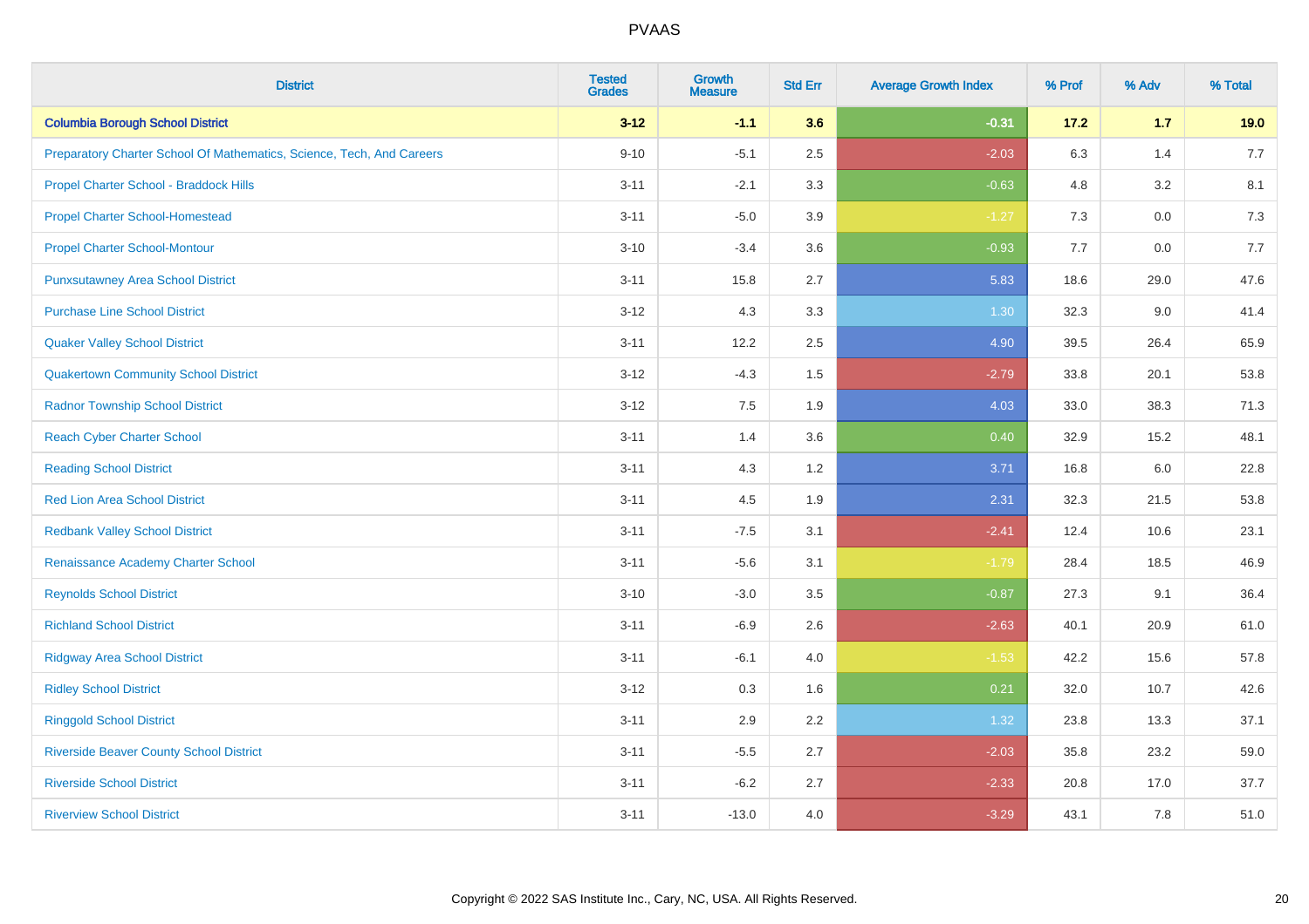| District | Tested Grades | Growth Measure | Std Err | Average Growth Index | % Prof | % Adv | % Total |
|---|---|---|---|---|---|---|---|
| **Columbia Borough School District** | **3-12** | **-1.1** | **3.6** | **-0.31** | **17.2** | **1.7** | **19.0** |
| Preparatory Charter School Of Mathematics, Science, Tech, And Careers | 9-10 | -5.1 | 2.5 | -2.03 | 6.3 | 1.4 | 7.7 |
| Propel Charter School - Braddock Hills | 3-11 | -2.1 | 3.3 | -0.63 | 4.8 | 3.2 | 8.1 |
| Propel Charter School-Homestead | 3-11 | -5.0 | 3.9 | -1.27 | 7.3 | 0.0 | 7.3 |
| Propel Charter School-Montour | 3-10 | -3.4 | 3.6 | -0.93 | 7.7 | 0.0 | 7.7 |
| Punxsutawney Area School District | 3-11 | 15.8 | 2.7 | 5.83 | 18.6 | 29.0 | 47.6 |
| Purchase Line School District | 3-12 | 4.3 | 3.3 | 1.30 | 32.3 | 9.0 | 41.4 |
| Quaker Valley School District | 3-11 | 12.2 | 2.5 | 4.90 | 39.5 | 26.4 | 65.9 |
| Quakertown Community School District | 3-12 | -4.3 | 1.5 | -2.79 | 33.8 | 20.1 | 53.8 |
| Radnor Township School District | 3-12 | 7.5 | 1.9 | 4.03 | 33.0 | 38.3 | 71.3 |
| Reach Cyber Charter School | 3-11 | 1.4 | 3.6 | 0.40 | 32.9 | 15.2 | 48.1 |
| Reading School District | 3-11 | 4.3 | 1.2 | 3.71 | 16.8 | 6.0 | 22.8 |
| Red Lion Area School District | 3-11 | 4.5 | 1.9 | 2.31 | 32.3 | 21.5 | 53.8 |
| Redbank Valley School District | 3-11 | -7.5 | 3.1 | -2.41 | 12.4 | 10.6 | 23.1 |
| Renaissance Academy Charter School | 3-11 | -5.6 | 3.1 | -1.79 | 28.4 | 18.5 | 46.9 |
| Reynolds School District | 3-10 | -3.0 | 3.5 | -0.87 | 27.3 | 9.1 | 36.4 |
| Richland School District | 3-11 | -6.9 | 2.6 | -2.63 | 40.1 | 20.9 | 61.0 |
| Ridgway Area School District | 3-11 | -6.1 | 4.0 | -1.53 | 42.2 | 15.6 | 57.8 |
| Ridley School District | 3-12 | 0.3 | 1.6 | 0.21 | 32.0 | 10.7 | 42.6 |
| Ringgold School District | 3-11 | 2.9 | 2.2 | 1.32 | 23.8 | 13.3 | 37.1 |
| Riverside Beaver County School District | 3-11 | -5.5 | 2.7 | -2.03 | 35.8 | 23.2 | 59.0 |
| Riverside School District | 3-11 | -6.2 | 2.7 | -2.33 | 20.8 | 17.0 | 37.7 |
| Riverview School District | 3-11 | -13.0 | 4.0 | -3.29 | 43.1 | 7.8 | 51.0 |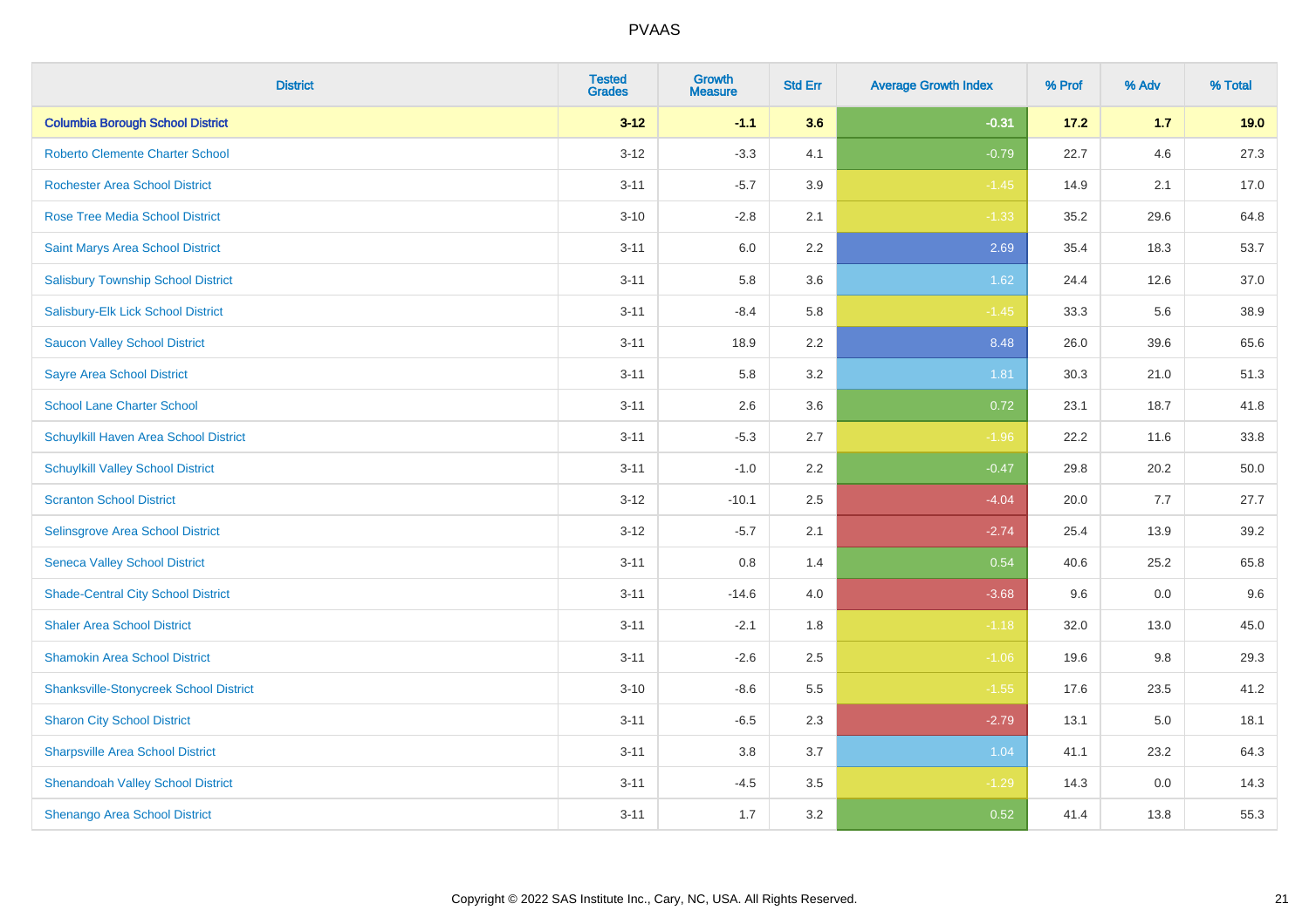| District | Tested Grades | Growth Measure | Std Err | Average Growth Index | % Prof | % Adv | % Total |
|---|---|---|---|---|---|---|---|
| **Columbia Borough School District** | **3-12** | **-1.1** | **3.6** | **-0.31** | **17.2** | **1.7** | **19.0** |
| Roberto Clemente Charter School | 3-12 | -3.3 | 4.1 | -0.79 | 22.7 | 4.6 | 27.3 |
| Rochester Area School District | 3-11 | -5.7 | 3.9 | -1.45 | 14.9 | 2.1 | 17.0 |
| Rose Tree Media School District | 3-10 | -2.8 | 2.1 | -1.33 | 35.2 | 29.6 | 64.8 |
| Saint Marys Area School District | 3-11 | 6.0 | 2.2 | 2.69 | 35.4 | 18.3 | 53.7 |
| Salisbury Township School District | 3-11 | 5.8 | 3.6 | 1.62 | 24.4 | 12.6 | 37.0 |
| Salisbury-Elk Lick School District | 3-11 | -8.4 | 5.8 | -1.45 | 33.3 | 5.6 | 38.9 |
| Saucon Valley School District | 3-11 | 18.9 | 2.2 | 8.48 | 26.0 | 39.6 | 65.6 |
| Sayre Area School District | 3-11 | 5.8 | 3.2 | 1.81 | 30.3 | 21.0 | 51.3 |
| School Lane Charter School | 3-11 | 2.6 | 3.6 | 0.72 | 23.1 | 18.7 | 41.8 |
| Schuylkill Haven Area School District | 3-11 | -5.3 | 2.7 | -1.96 | 22.2 | 11.6 | 33.8 |
| Schuylkill Valley School District | 3-11 | -1.0 | 2.2 | -0.47 | 29.8 | 20.2 | 50.0 |
| Scranton School District | 3-12 | -10.1 | 2.5 | -4.04 | 20.0 | 7.7 | 27.7 |
| Selinsgrove Area School District | 3-12 | -5.7 | 2.1 | -2.74 | 25.4 | 13.9 | 39.2 |
| Seneca Valley School District | 3-11 | 0.8 | 1.4 | 0.54 | 40.6 | 25.2 | 65.8 |
| Shade-Central City School District | 3-11 | -14.6 | 4.0 | -3.68 | 9.6 | 0.0 | 9.6 |
| Shaler Area School District | 3-11 | -2.1 | 1.8 | -1.18 | 32.0 | 13.0 | 45.0 |
| Shamokin Area School District | 3-11 | -2.6 | 2.5 | -1.06 | 19.6 | 9.8 | 29.3 |
| Shanksville-Stonycreek School District | 3-10 | -8.6 | 5.5 | -1.55 | 17.6 | 23.5 | 41.2 |
| Sharon City School District | 3-11 | -6.5 | 2.3 | -2.79 | 13.1 | 5.0 | 18.1 |
| Sharpsville Area School District | 3-11 | 3.8 | 3.7 | 1.04 | 41.1 | 23.2 | 64.3 |
| Shenandoah Valley School District | 3-11 | -4.5 | 3.5 | -1.29 | 14.3 | 0.0 | 14.3 |
| Shenango Area School District | 3-11 | 1.7 | 3.2 | 0.52 | 41.4 | 13.8 | 55.3 |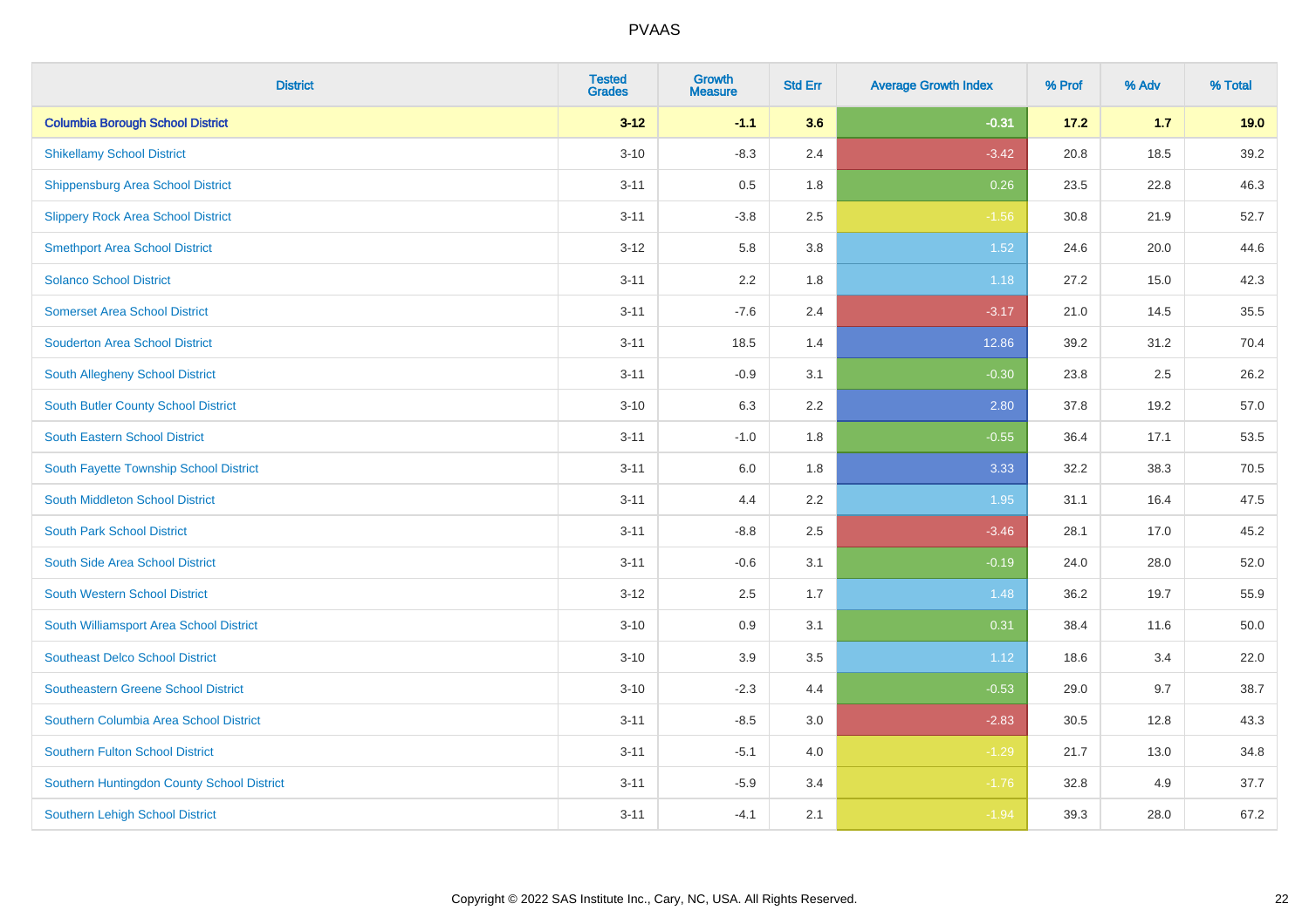# PVAAS

| District | Tested Grades | Growth Measure | Std Err | Average Growth Index | % Prof | % Adv | % Total |
|---|---|---|---|---|---|---|---|
| **Columbia Borough School District** | **3-12** | **-1.1** | **3.6** | **-0.31** | **17.2** | **1.7** | **19.0** |
| Shikellamy School District | 3-10 | -8.3 | 2.4 | -3.42 | 20.8 | 18.5 | 39.2 |
| Shippensburg Area School District | 3-11 | 0.5 | 1.8 | 0.26 | 23.5 | 22.8 | 46.3 |
| Slippery Rock Area School District | 3-11 | -3.8 | 2.5 | -1.56 | 30.8 | 21.9 | 52.7 |
| Smethport Area School District | 3-12 | 5.8 | 3.8 | 1.52 | 24.6 | 20.0 | 44.6 |
| Solanco School District | 3-11 | 2.2 | 1.8 | 1.18 | 27.2 | 15.0 | 42.3 |
| Somerset Area School District | 3-11 | -7.6 | 2.4 | -3.17 | 21.0 | 14.5 | 35.5 |
| Souderton Area School District | 3-11 | 18.5 | 1.4 | 12.86 | 39.2 | 31.2 | 70.4 |
| South Allegheny School District | 3-11 | -0.9 | 3.1 | -0.30 | 23.8 | 2.5 | 26.2 |
| South Butler County School District | 3-10 | 6.3 | 2.2 | 2.80 | 37.8 | 19.2 | 57.0 |
| South Eastern School District | 3-11 | -1.0 | 1.8 | -0.55 | 36.4 | 17.1 | 53.5 |
| South Fayette Township School District | 3-11 | 6.0 | 1.8 | 3.33 | 32.2 | 38.3 | 70.5 |
| South Middleton School District | 3-11 | 4.4 | 2.2 | 1.95 | 31.1 | 16.4 | 47.5 |
| South Park School District | 3-11 | -8.8 | 2.5 | -3.46 | 28.1 | 17.0 | 45.2 |
| South Side Area School District | 3-11 | -0.6 | 3.1 | -0.19 | 24.0 | 28.0 | 52.0 |
| South Western School District | 3-12 | 2.5 | 1.7 | 1.48 | 36.2 | 19.7 | 55.9 |
| South Williamsport Area School District | 3-10 | 0.9 | 3.1 | 0.31 | 38.4 | 11.6 | 50.0 |
| Southeast Delco School District | 3-10 | 3.9 | 3.5 | 1.12 | 18.6 | 3.4 | 22.0 |
| Southeastern Greene School District | 3-10 | -2.3 | 4.4 | -0.53 | 29.0 | 9.7 | 38.7 |
| Southern Columbia Area School District | 3-11 | -8.5 | 3.0 | -2.83 | 30.5 | 12.8 | 43.3 |
| Southern Fulton School District | 3-11 | -5.1 | 4.0 | -1.29 | 21.7 | 13.0 | 34.8 |
| Southern Huntingdon County School District | 3-11 | -5.9 | 3.4 | -1.76 | 32.8 | 4.9 | 37.7 |
| Southern Lehigh School District | 3-11 | -4.1 | 2.1 | -1.94 | 39.3 | 28.0 | 67.2 |

Copyright © 2022 SAS Institute Inc., Cary, NC, USA. All Rights Reserved.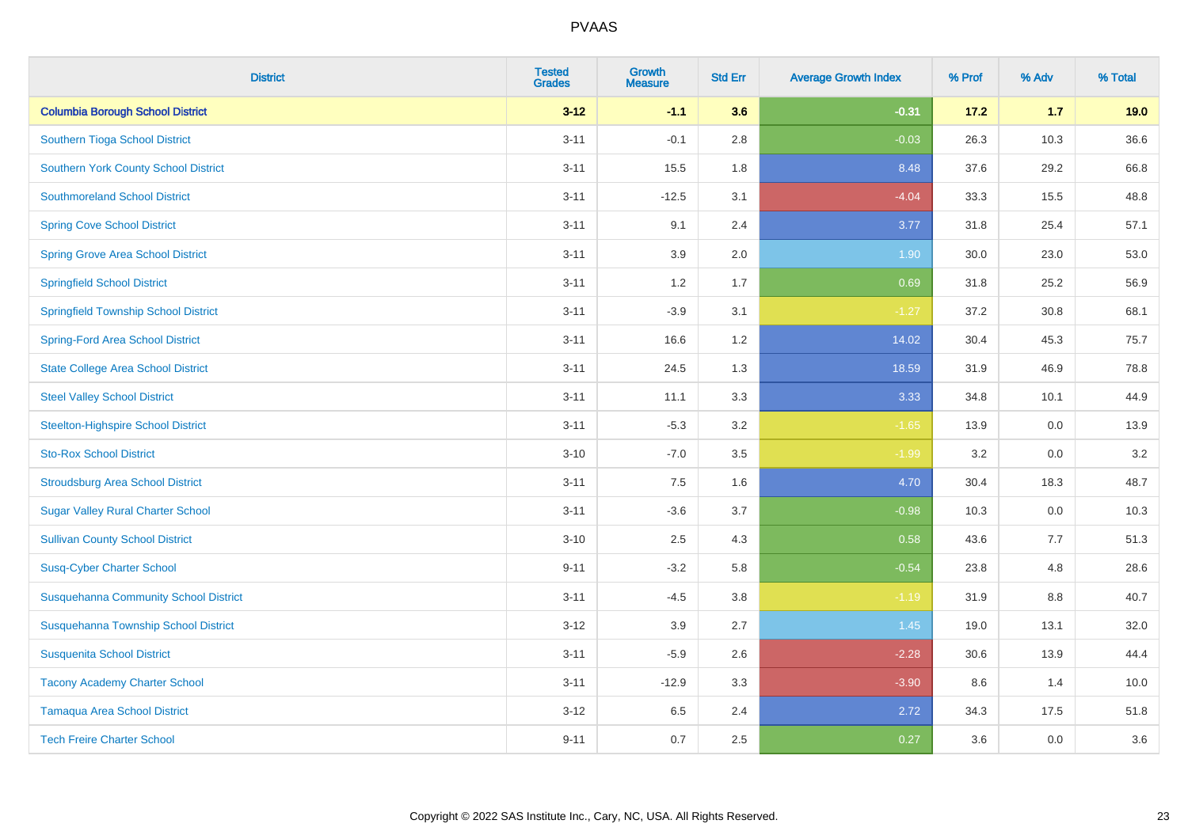| District | Tested Grades | Growth Measure | Std Err | Average Growth Index | % Prof | % Adv | % Total |
|---|---|---|---|---|---|---|---|
| **Columbia Borough School District** | **3-12** | **-1.1** | **3.6** | **-0.31** | **17.2** | **1.7** | **19.0** |
| Southern Tioga School District | 3-11 | -0.1 | 2.8 | -0.03 | 26.3 | 10.3 | 36.6 |
| Southern York County School District | 3-11 | 15.5 | 1.8 | 8.48 | 37.6 | 29.2 | 66.8 |
| Southmoreland School District | 3-11 | -12.5 | 3.1 | -4.04 | 33.3 | 15.5 | 48.8 |
| Spring Cove School District | 3-11 | 9.1 | 2.4 | 3.77 | 31.8 | 25.4 | 57.1 |
| Spring Grove Area School District | 3-11 | 3.9 | 2.0 | 1.90 | 30.0 | 23.0 | 53.0 |
| Springfield School District | 3-11 | 1.2 | 1.7 | 0.69 | 31.8 | 25.2 | 56.9 |
| Springfield Township School District | 3-11 | -3.9 | 3.1 | -1.27 | 37.2 | 30.8 | 68.1 |
| Spring-Ford Area School District | 3-11 | 16.6 | 1.2 | 14.02 | 30.4 | 45.3 | 75.7 |
| State College Area School District | 3-11 | 24.5 | 1.3 | 18.59 | 31.9 | 46.9 | 78.8 |
| Steel Valley School District | 3-11 | 11.1 | 3.3 | 3.33 | 34.8 | 10.1 | 44.9 |
| Steelton-Highspire School District | 3-11 | -5.3 | 3.2 | -1.65 | 13.9 | 0.0 | 13.9 |
| Sto-Rox School District | 3-10 | -7.0 | 3.5 | -1.99 | 3.2 | 0.0 | 3.2 |
| Stroudsburg Area School District | 3-11 | 7.5 | 1.6 | 4.70 | 30.4 | 18.3 | 48.7 |
| Sugar Valley Rural Charter School | 3-11 | -3.6 | 3.7 | -0.98 | 10.3 | 0.0 | 10.3 |
| Sullivan County School District | 3-10 | 2.5 | 4.3 | 0.58 | 43.6 | 7.7 | 51.3 |
| Susq-Cyber Charter School | 9-11 | -3.2 | 5.8 | -0.54 | 23.8 | 4.8 | 28.6 |
| Susquehanna Community School District | 3-11 | -4.5 | 3.8 | -1.19 | 31.9 | 8.8 | 40.7 |
| Susquehanna Township School District | 3-12 | 3.9 | 2.7 | 1.45 | 19.0 | 13.1 | 32.0 |
| Susquenita School District | 3-11 | -5.9 | 2.6 | -2.28 | 30.6 | 13.9 | 44.4 |
| Tacony Academy Charter School | 3-11 | -12.9 | 3.3 | -3.90 | 8.6 | 1.4 | 10.0 |
| Tamaqua Area School District | 3-12 | 6.5 | 2.4 | 2.72 | 34.3 | 17.5 | 51.8 |
| Tech Freire Charter School | 9-11 | 0.7 | 2.5 | 0.27 | 3.6 | 0.0 | 3.6 |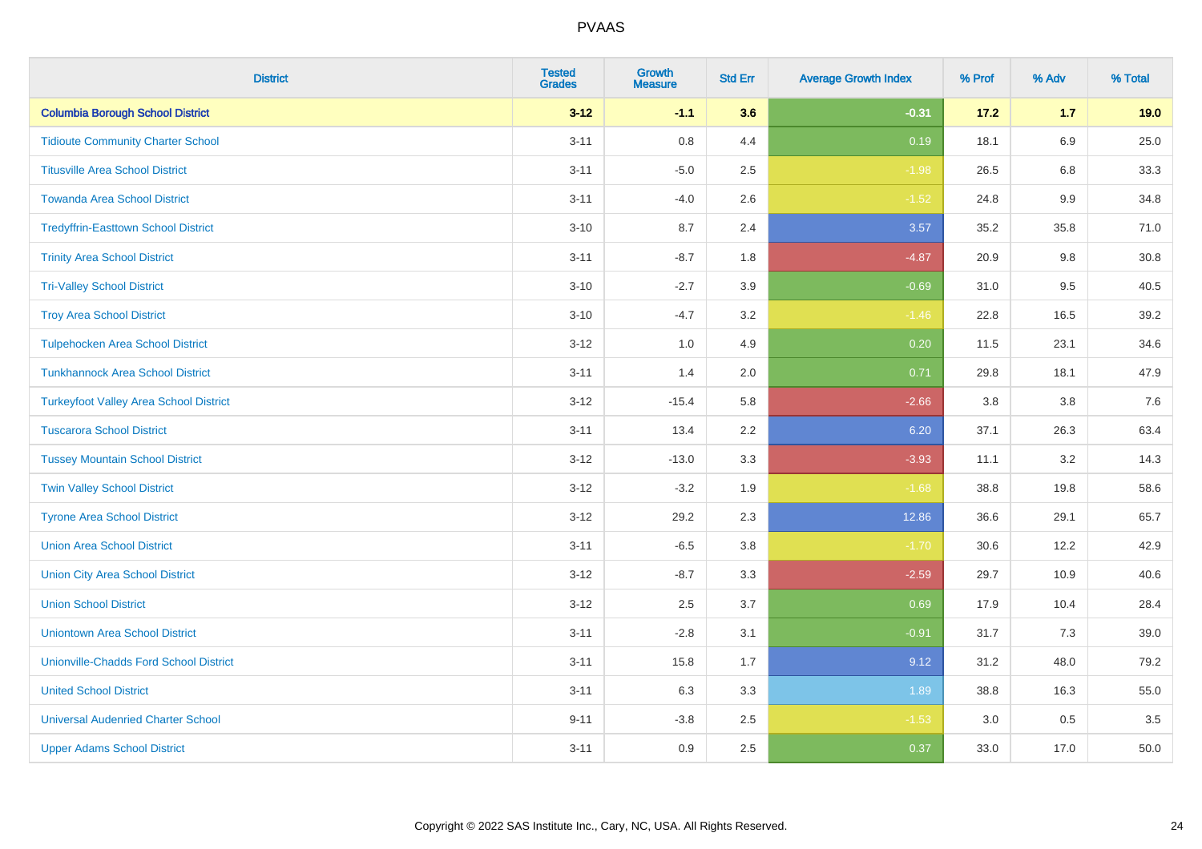# PVAAS

| District | Tested Grades | Growth Measure | Std Err | Average Growth Index | % Prof | % Adv | % Total |
|---|---|---|---|---|---|---|---|
| **Columbia Borough School District** | **3-12** | **-1.1** | **3.6** | **-0.31** | **17.2** | **1.7** | **19.0** |
| Tidioute Community Charter School | 3-11 | 0.8 | 4.4 | 0.19 | 18.1 | 6.9 | 25.0 |
| Titusville Area School District | 3-11 | -5.0 | 2.5 | -1.98 | 26.5 | 6.8 | 33.3 |
| Towanda Area School District | 3-11 | -4.0 | 2.6 | -1.52 | 24.8 | 9.9 | 34.8 |
| Tredyffrin-Easttown School District | 3-10 | 8.7 | 2.4 | 3.57 | 35.2 | 35.8 | 71.0 |
| Trinity Area School District | 3-11 | -8.7 | 1.8 | -4.87 | 20.9 | 9.8 | 30.8 |
| Tri-Valley School District | 3-10 | -2.7 | 3.9 | -0.69 | 31.0 | 9.5 | 40.5 |
| Troy Area School District | 3-10 | -4.7 | 3.2 | -1.46 | 22.8 | 16.5 | 39.2 |
| Tulpehocken Area School District | 3-12 | 1.0 | 4.9 | 0.20 | 11.5 | 23.1 | 34.6 |
| Tunkhannock Area School District | 3-11 | 1.4 | 2.0 | 0.71 | 29.8 | 18.1 | 47.9 |
| Turkeyfoot Valley Area School District | 3-12 | -15.4 | 5.8 | -2.66 | 3.8 | 3.8 | 7.6 |
| Tuscarora School District | 3-11 | 13.4 | 2.2 | 6.20 | 37.1 | 26.3 | 63.4 |
| Tussey Mountain School District | 3-12 | -13.0 | 3.3 | -3.93 | 11.1 | 3.2 | 14.3 |
| Twin Valley School District | 3-12 | -3.2 | 1.9 | -1.68 | 38.8 | 19.8 | 58.6 |
| Tyrone Area School District | 3-12 | 29.2 | 2.3 | 12.86 | 36.6 | 29.1 | 65.7 |
| Union Area School District | 3-11 | -6.5 | 3.8 | -1.70 | 30.6 | 12.2 | 42.9 |
| Union City Area School District | 3-12 | -8.7 | 3.3 | -2.59 | 29.7 | 10.9 | 40.6 |
| Union School District | 3-12 | 2.5 | 3.7 | 0.69 | 17.9 | 10.4 | 28.4 |
| Uniontown Area School District | 3-11 | -2.8 | 3.1 | -0.91 | 31.7 | 7.3 | 39.0 |
| Unionville-Chadds Ford School District | 3-11 | 15.8 | 1.7 | 9.12 | 31.2 | 48.0 | 79.2 |
| United School District | 3-11 | 6.3 | 3.3 | 1.89 | 38.8 | 16.3 | 55.0 |
| Universal Audenried Charter School | 9-11 | -3.8 | 2.5 | -1.53 | 3.0 | 0.5 | 3.5 |
| Upper Adams School District | 3-11 | 0.9 | 2.5 | 0.37 | 33.0 | 17.0 | 50.0 |

Copyright © 2022 SAS Institute Inc., Cary, NC, USA. All Rights Reserved.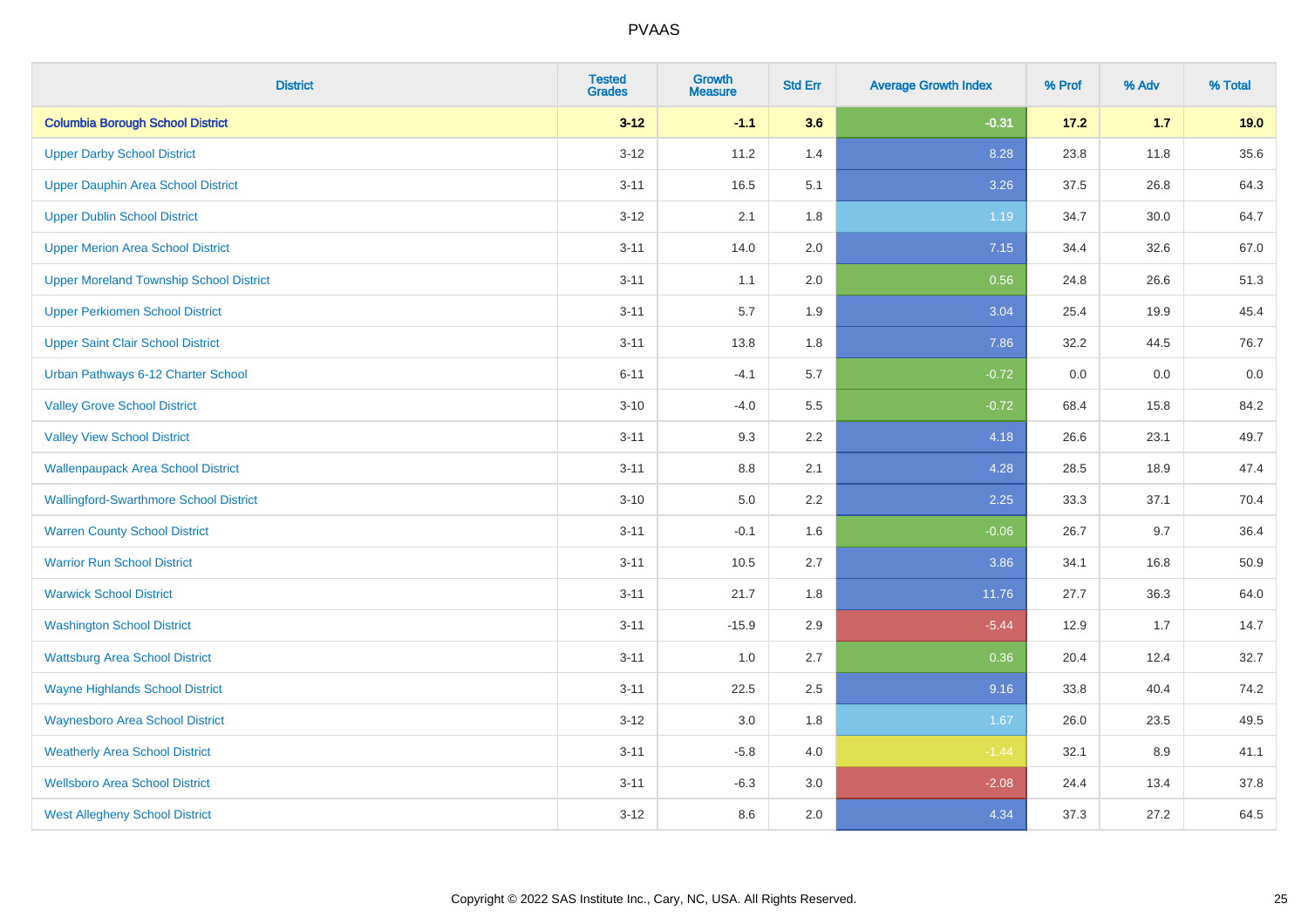| District | Tested Grades | Growth Measure | Std Err | Average Growth Index | % Prof | % Adv | % Total |
|---|---|---|---|---|---|---|---|
| **Columbia Borough School District** | **3-12** | **-1.1** | **3.6** | **-0.31** | **17.2** | **1.7** | **19.0** |
| Upper Darby School District | 3-12 | 11.2 | 1.4 | 8.28 | 23.8 | 11.8 | 35.6 |
| Upper Dauphin Area School District | 3-11 | 16.5 | 5.1 | 3.26 | 37.5 | 26.8 | 64.3 |
| Upper Dublin School District | 3-12 | 2.1 | 1.8 | 1.19 | 34.7 | 30.0 | 64.7 |
| Upper Merion Area School District | 3-11 | 14.0 | 2.0 | 7.15 | 34.4 | 32.6 | 67.0 |
| Upper Moreland Township School District | 3-11 | 1.1 | 2.0 | 0.56 | 24.8 | 26.6 | 51.3 |
| Upper Perkiomen School District | 3-11 | 5.7 | 1.9 | 3.04 | 25.4 | 19.9 | 45.4 |
| Upper Saint Clair School District | 3-11 | 13.8 | 1.8 | 7.86 | 32.2 | 44.5 | 76.7 |
| Urban Pathways 6-12 Charter School | 6-11 | -4.1 | 5.7 | -0.72 | 0.0 | 0.0 | 0.0 |
| Valley Grove School District | 3-10 | -4.0 | 5.5 | -0.72 | 68.4 | 15.8 | 84.2 |
| Valley View School District | 3-11 | 9.3 | 2.2 | 4.18 | 26.6 | 23.1 | 49.7 |
| Wallenpaupack Area School District | 3-11 | 8.8 | 2.1 | 4.28 | 28.5 | 18.9 | 47.4 |
| Wallingford-Swarthmore School District | 3-10 | 5.0 | 2.2 | 2.25 | 33.3 | 37.1 | 70.4 |
| Warren County School District | 3-11 | -0.1 | 1.6 | -0.06 | 26.7 | 9.7 | 36.4 |
| Warrior Run School District | 3-11 | 10.5 | 2.7 | 3.86 | 34.1 | 16.8 | 50.9 |
| Warwick School District | 3-11 | 21.7 | 1.8 | 11.76 | 27.7 | 36.3 | 64.0 |
| Washington School District | 3-11 | -15.9 | 2.9 | -5.44 | 12.9 | 1.7 | 14.7 |
| Wattsburg Area School District | 3-11 | 1.0 | 2.7 | 0.36 | 20.4 | 12.4 | 32.7 |
| Wayne Highlands School District | 3-11 | 22.5 | 2.5 | 9.16 | 33.8 | 40.4 | 74.2 |
| Waynesboro Area School District | 3-12 | 3.0 | 1.8 | 1.67 | 26.0 | 23.5 | 49.5 |
| Weatherly Area School District | 3-11 | -5.8 | 4.0 | -1.44 | 32.1 | 8.9 | 41.1 |
| Wellsboro Area School District | 3-11 | -6.3 | 3.0 | -2.08 | 24.4 | 13.4 | 37.8 |
| West Allegheny School District | 3-12 | 8.6 | 2.0 | 4.34 | 37.3 | 27.2 | 64.5 |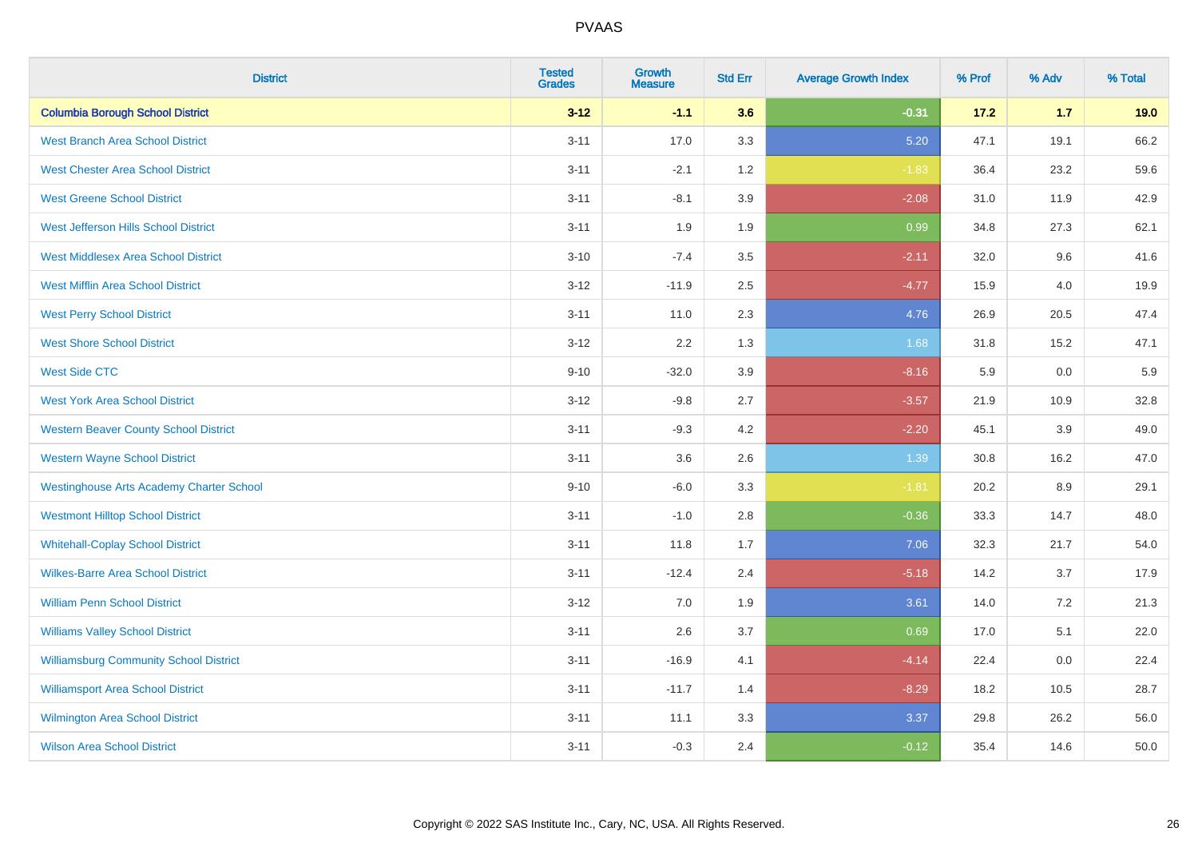| District | Tested Grades | Growth Measure | Std Err | Average Growth Index | % Prof | % Adv | % Total |
|---|---|---|---|---|---|---|---|
| **Columbia Borough School District** | **3-12** | **-1.1** | **3.6** | **-0.31** | **17.2** | **1.7** | **19.0** |
| West Branch Area School District | 3-11 | 17.0 | 3.3 | 5.20 | 47.1 | 19.1 | 66.2 |
| West Chester Area School District | 3-11 | -2.1 | 1.2 | -1.83 | 36.4 | 23.2 | 59.6 |
| West Greene School District | 3-11 | -8.1 | 3.9 | -2.08 | 31.0 | 11.9 | 42.9 |
| West Jefferson Hills School District | 3-11 | 1.9 | 1.9 | 0.99 | 34.8 | 27.3 | 62.1 |
| West Middlesex Area School District | 3-10 | -7.4 | 3.5 | -2.11 | 32.0 | 9.6 | 41.6 |
| West Mifflin Area School District | 3-12 | -11.9 | 2.5 | -4.77 | 15.9 | 4.0 | 19.9 |
| West Perry School District | 3-11 | 11.0 | 2.3 | 4.76 | 26.9 | 20.5 | 47.4 |
| West Shore School District | 3-12 | 2.2 | 1.3 | 1.68 | 31.8 | 15.2 | 47.1 |
| West Side CTC | 9-10 | -32.0 | 3.9 | -8.16 | 5.9 | 0.0 | 5.9 |
| West York Area School District | 3-12 | -9.8 | 2.7 | -3.57 | 21.9 | 10.9 | 32.8 |
| Western Beaver County School District | 3-11 | -9.3 | 4.2 | -2.20 | 45.1 | 3.9 | 49.0 |
| Western Wayne School District | 3-11 | 3.6 | 2.6 | 1.39 | 30.8 | 16.2 | 47.0 |
| Westinghouse Arts Academy Charter School | 9-10 | -6.0 | 3.3 | -1.81 | 20.2 | 8.9 | 29.1 |
| Westmont Hilltop School District | 3-11 | -1.0 | 2.8 | -0.36 | 33.3 | 14.7 | 48.0 |
| Whitehall-Coplay School District | 3-11 | 11.8 | 1.7 | 7.06 | 32.3 | 21.7 | 54.0 |
| Wilkes-Barre Area School District | 3-11 | -12.4 | 2.4 | -5.18 | 14.2 | 3.7 | 17.9 |
| William Penn School District | 3-12 | 7.0 | 1.9 | 3.61 | 14.0 | 7.2 | 21.3 |
| Williams Valley School District | 3-11 | 2.6 | 3.7 | 0.69 | 17.0 | 5.1 | 22.0 |
| Williamsburg Community School District | 3-11 | -16.9 | 4.1 | -4.14 | 22.4 | 0.0 | 22.4 |
| Williamsport Area School District | 3-11 | -11.7 | 1.4 | -8.29 | 18.2 | 10.5 | 28.7 |
| Wilmington Area School District | 3-11 | 11.1 | 3.3 | 3.37 | 29.8 | 26.2 | 56.0 |
| Wilson Area School District | 3-11 | -0.3 | 2.4 | -0.12 | 35.4 | 14.6 | 50.0 |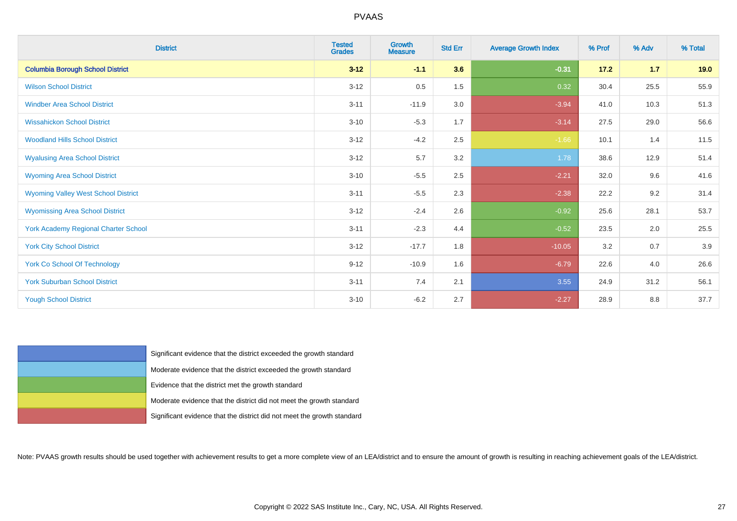# PVAAS

| District | Tested Grades | Growth Measure | Std Err | Average Growth Index | % Prof | % Adv | % Total |
|---|---|---|---|---|---|---|---|
| **Columbia Borough School District** | **3-12** | **-1.1** | **3.6** | **-0.31** | **17.2** | **1.7** | **19.0** |
| Wilson School District | 3-12 | 0.5 | 1.5 | 0.32 | 30.4 | 25.5 | 55.9 |
| Windber Area School District | 3-11 | -11.9 | 3.0 | -3.94 | 41.0 | 10.3 | 51.3 |
| Wissahickon School District | 3-10 | -5.3 | 1.7 | -3.14 | 27.5 | 29.0 | 56.6 |
| Woodland Hills School District | 3-12 | -4.2 | 2.5 | -1.66 | 10.1 | 1.4 | 11.5 |
| Wyalusing Area School District | 3-12 | 5.7 | 3.2 | 1.78 | 38.6 | 12.9 | 51.4 |
| Wyoming Area School District | 3-10 | -5.5 | 2.5 | -2.21 | 32.0 | 9.6 | 41.6 |
| Wyoming Valley West School District | 3-11 | -5.5 | 2.3 | -2.38 | 22.2 | 9.2 | 31.4 |
| Wyomissing Area School District | 3-12 | -2.4 | 2.6 | -0.92 | 25.6 | 28.1 | 53.7 |
| York Academy Regional Charter School | 3-11 | -2.3 | 4.4 | -0.52 | 23.5 | 2.0 | 25.5 |
| York City School District | 3-12 | -17.7 | 1.8 | -10.05 | 3.2 | 0.7 | 3.9 |
| York Co School Of Technology | 9-12 | -10.9 | 1.6 | -6.79 | 22.6 | 4.0 | 26.6 |
| York Suburban School District | 3-11 | 7.4 | 2.1 | 3.55 | 24.9 | 31.2 | 56.1 |
| Yough School District | 3-10 | -6.2 | 2.7 | -2.27 | 28.9 | 8.8 | 37.7 |

Significant evidence that the district exceeded the growth standard

Moderate evidence that the district exceeded the growth standard

Evidence that the district met the growth standard

Moderate evidence that the district did not meet the growth standard

Significant evidence that the district did not meet the growth standard

Note: PVAAS growth results should be used together with achievement results to get a more complete view of an LEA/district and to ensure the amount of growth is resulting in reaching achievement goals of the LEA/district.

Copyright © 2022 SAS Institute Inc., Cary, NC, USA. All Rights Reserved.